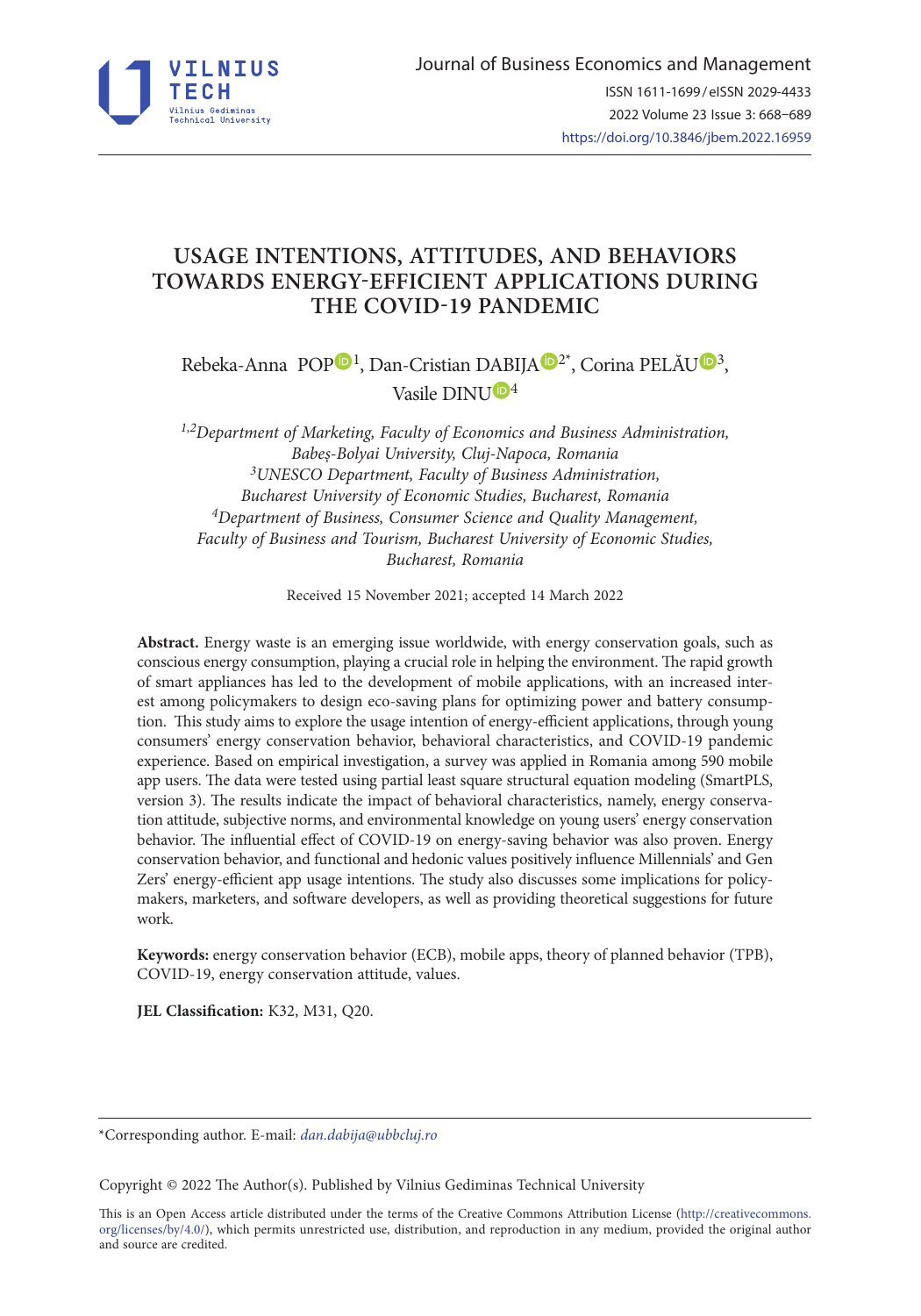# USAGE INTENTIONS, ATTITUDES, AND BEHAVIORS TOWARDS ENERGY-EFFICIENT APPLICATIONS DURING THE COVID-19 PANDEMIC

Rebeka-Anna POP[1], Dan-Cristian DABIJA[2*], Corina PELĂU[3], Vasile DINU[4]

*[1,2]Department of Marketing, Faculty of Economics and Business Administration, Babeș-Bolyai University, Cluj-Napoca, Romania*
*[3]UNESCO Department, Faculty of Business Administration, Bucharest University of Economic Studies, Bucharest, Romania*
*[4]Department of Business, Consumer Science and Quality Management, Faculty of Business and Tourism, Bucharest University of Economic Studies, Bucharest, Romania*

Received 15 November 2021; accepted 14 March 2022

**Abstract.** Energy waste is an emerging issue worldwide, with energy conservation goals, such as conscious energy consumption, playing a crucial role in helping the environment. The rapid growth of smart appliances has led to the development of mobile applications, with an increased interest among policymakers to design eco-saving plans for optimizing power and battery consumption. This study aims to explore the usage intention of energy-efficient applications, through young consumers' energy conservation behavior, behavioral characteristics, and COVID-19 pandemic experience. Based on empirical investigation, a survey was applied in Romania among 590 mobile app users. The data were tested using partial least square structural equation modeling (SmartPLS, version 3). The results indicate the impact of behavioral characteristics, namely, energy conservation attitude, subjective norms, and environmental knowledge on young users' energy conservation behavior. The influential effect of COVID-19 on energy-saving behavior was also proven. Energy conservation behavior, and functional and hedonic values positively influence Millennials' and Gen Zers' energy-efficient app usage intentions. The study also discusses some implications for policymakers, marketers, and software developers, as well as providing theoretical suggestions for future work.

**Keywords:** energy conservation behavior (ECB), mobile apps, theory of planned behavior (TPB), COVID-19, energy conservation attitude, values.

**JEL Classification:** K32, M31, Q20.

---

*Corresponding author. E-mail: *dan.dabija@ubbcluj.ro*

Copyright © 2022 The Author(s). Published by Vilnius Gediminas Technical University

This is an Open Access article distributed under the terms of the Creative Commons Attribution License (http://creativecommons.org/licenses/by/4.0/), which permits unrestricted use, distribution, and reproduction in any medium, provided the original author and source are credited.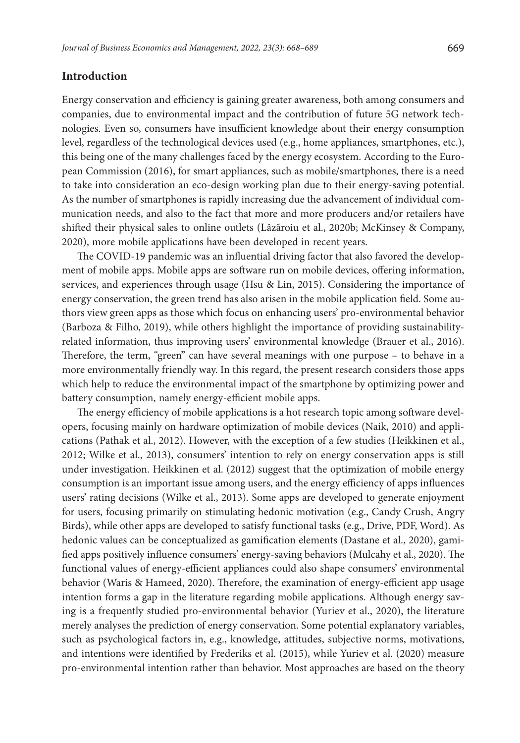## Introduction

Energy conservation and efficiency is gaining greater awareness, both among consumers and companies, due to environmental impact and the contribution of future 5G network technologies. Even so, consumers have insufficient knowledge about their energy consumption level, regardless of the technological devices used (e.g., home appliances, smartphones, etc.), this being one of the many challenges faced by the energy ecosystem. According to the European Commission (2016), for smart appliances, such as mobile/smartphones, there is a need to take into consideration an eco-design working plan due to their energy-saving potential. As the number of smartphones is rapidly increasing due the advancement of individual communication needs, and also to the fact that more and more producers and/or retailers have shifted their physical sales to online outlets (Lăzăroiu et al., 2020b; McKinsey & Company, 2020), more mobile applications have been developed in recent years.

The COVID-19 pandemic was an influential driving factor that also favored the development of mobile apps. Mobile apps are software run on mobile devices, offering information, services, and experiences through usage (Hsu & Lin, 2015). Considering the importance of energy conservation, the green trend has also arisen in the mobile application field. Some authors view green apps as those which focus on enhancing users' pro-environmental behavior (Barboza & Filho, 2019), while others highlight the importance of providing sustainability-related information, thus improving users' environmental knowledge (Brauer et al., 2016). Therefore, the term, "green" can have several meanings with one purpose – to behave in a more environmentally friendly way. In this regard, the present research considers those apps which help to reduce the environmental impact of the smartphone by optimizing power and battery consumption, namely energy-efficient mobile apps.

The energy efficiency of mobile applications is a hot research topic among software developers, focusing mainly on hardware optimization of mobile devices (Naik, 2010) and applications (Pathak et al., 2012). However, with the exception of a few studies (Heikkinen et al., 2012; Wilke et al., 2013), consumers' intention to rely on energy conservation apps is still under investigation. Heikkinen et al. (2012) suggest that the optimization of mobile energy consumption is an important issue among users, and the energy efficiency of apps influences users' rating decisions (Wilke et al., 2013). Some apps are developed to generate enjoyment for users, focusing primarily on stimulating hedonic motivation (e.g., Candy Crush, Angry Birds), while other apps are developed to satisfy functional tasks (e.g., Drive, PDF, Word). As hedonic values can be conceptualized as gamification elements (Dastane et al., 2020), gamified apps positively influence consumers' energy-saving behaviors (Mulcahy et al., 2020). The functional values of energy-efficient appliances could also shape consumers' environmental behavior (Waris & Hameed, 2020). Therefore, the examination of energy-efficient app usage intention forms a gap in the literature regarding mobile applications. Although energy saving is a frequently studied pro-environmental behavior (Yuriev et al., 2020), the literature merely analyses the prediction of energy conservation. Some potential explanatory variables, such as psychological factors in, e.g., knowledge, attitudes, subjective norms, motivations, and intentions were identified by Frederiks et al. (2015), while Yuriev et al. (2020) measure pro-environmental intention rather than behavior. Most approaches are based on the theory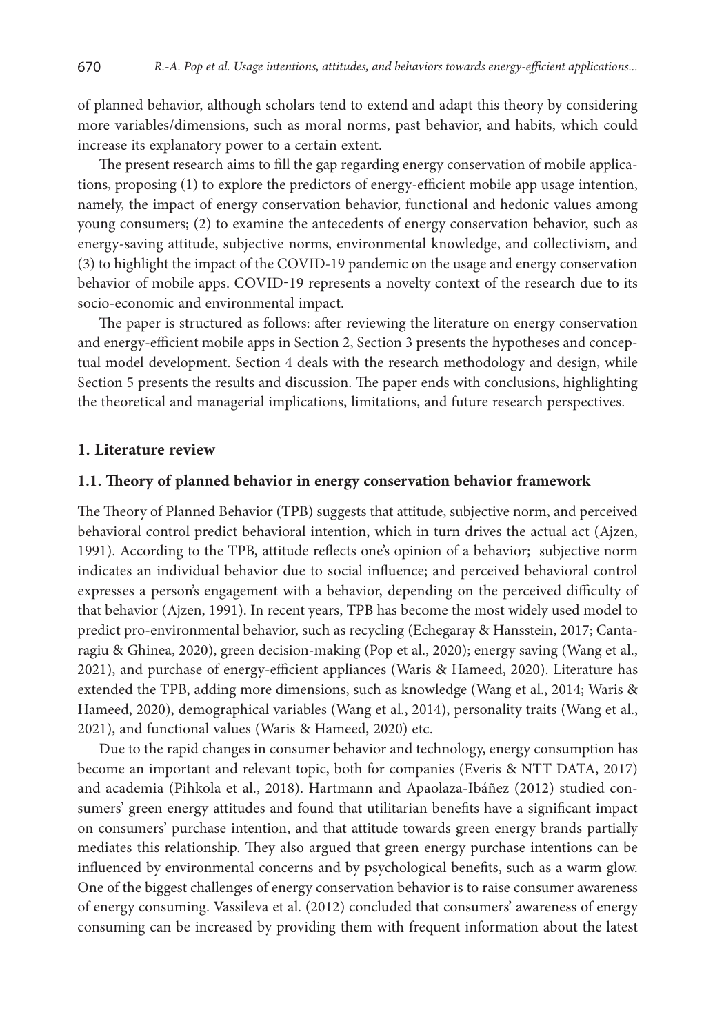of planned behavior, although scholars tend to extend and adapt this theory by considering more variables/dimensions, such as moral norms, past behavior, and habits, which could increase its explanatory power to a certain extent.

The present research aims to fill the gap regarding energy conservation of mobile applications, proposing (1) to explore the predictors of energy-efficient mobile app usage intention, namely, the impact of energy conservation behavior, functional and hedonic values among young consumers; (2) to examine the antecedents of energy conservation behavior, such as energy-saving attitude, subjective norms, environmental knowledge, and collectivism, and (3) to highlight the impact of the COVID-19 pandemic on the usage and energy conservation behavior of mobile apps. COVID-19 represents a novelty context of the research due to its socio-economic and environmental impact.

The paper is structured as follows: after reviewing the literature on energy conservation and energy-efficient mobile apps in Section 2, Section 3 presents the hypotheses and conceptual model development. Section 4 deals with the research methodology and design, while Section 5 presents the results and discussion. The paper ends with conclusions, highlighting the theoretical and managerial implications, limitations, and future research perspectives.

## 1. Literature review

### 1.1. Theory of planned behavior in energy conservation behavior framework

The Theory of Planned Behavior (TPB) suggests that attitude, subjective norm, and perceived behavioral control predict behavioral intention, which in turn drives the actual act (Ajzen, 1991). According to the TPB, attitude reflects one's opinion of a behavior; subjective norm indicates an individual behavior due to social influence; and perceived behavioral control expresses a person's engagement with a behavior, depending on the perceived difficulty of that behavior (Ajzen, 1991). In recent years, TPB has become the most widely used model to predict pro-environmental behavior, such as recycling (Echegaray & Hansstein, 2017; Cantaragiu & Ghinea, 2020), green decision-making (Pop et al., 2020); energy saving (Wang et al., 2021), and purchase of energy-efficient appliances (Waris & Hameed, 2020). Literature has extended the TPB, adding more dimensions, such as knowledge (Wang et al., 2014; Waris & Hameed, 2020), demographical variables (Wang et al., 2014), personality traits (Wang et al., 2021), and functional values (Waris & Hameed, 2020) etc.

Due to the rapid changes in consumer behavior and technology, energy consumption has become an important and relevant topic, both for companies (Everis & NTT DATA, 2017) and academia (Pihkola et al., 2018). Hartmann and Apaolaza-Ibáñez (2012) studied consumers' green energy attitudes and found that utilitarian benefits have a significant impact on consumers' purchase intention, and that attitude towards green energy brands partially mediates this relationship. They also argued that green energy purchase intentions can be influenced by environmental concerns and by psychological benefits, such as a warm glow. One of the biggest challenges of energy conservation behavior is to raise consumer awareness of energy consuming. Vassileva et al. (2012) concluded that consumers' awareness of energy consuming can be increased by providing them with frequent information about the latest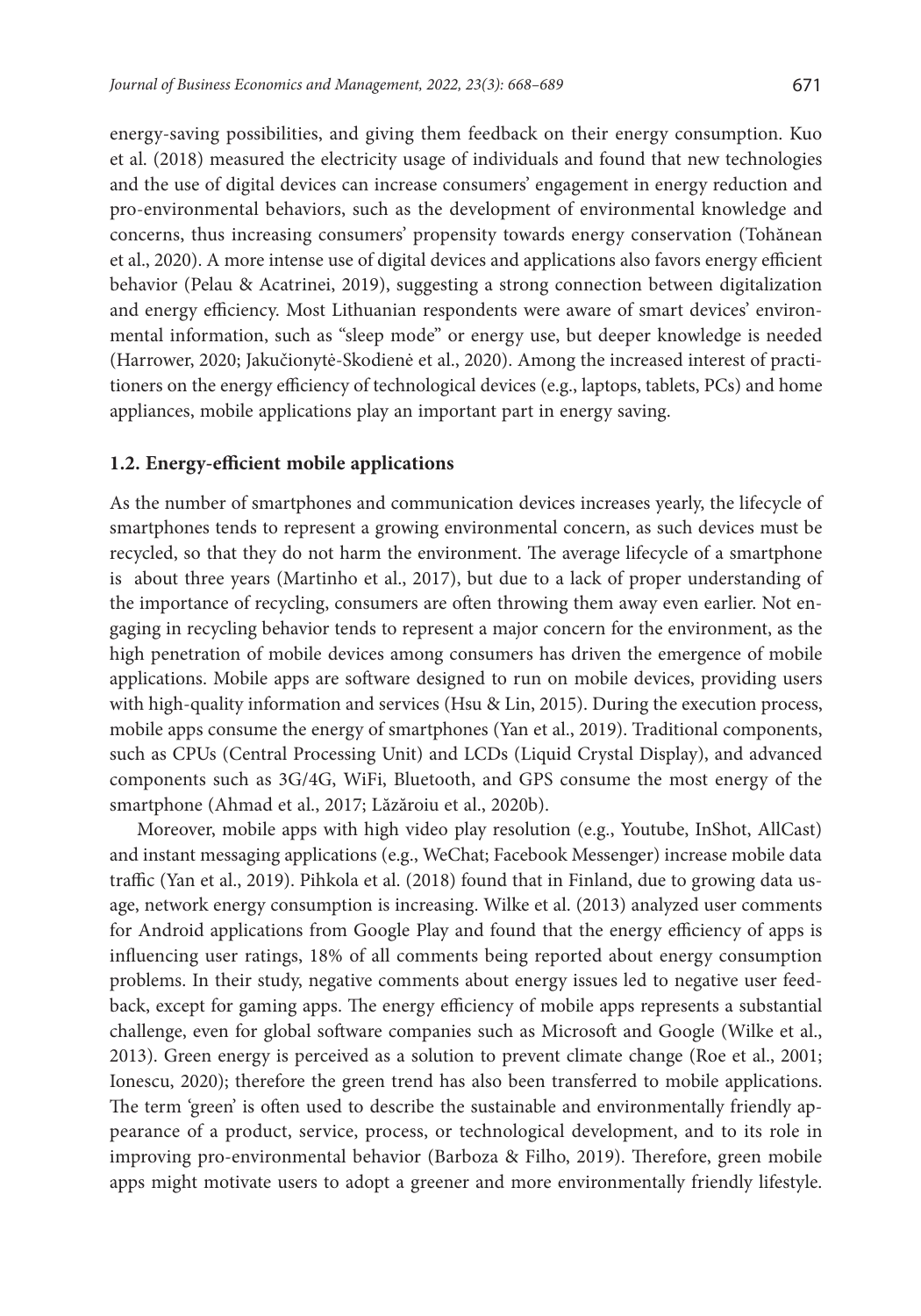energy-saving possibilities, and giving them feedback on their energy consumption. Kuo et al. (2018) measured the electricity usage of individuals and found that new technologies and the use of digital devices can increase consumers' engagement in energy reduction and pro-environmental behaviors, such as the development of environmental knowledge and concerns, thus increasing consumers' propensity towards energy conservation (Tohănean et al., 2020). A more intense use of digital devices and applications also favors energy efficient behavior (Pelau & Acatrinei, 2019), suggesting a strong connection between digitalization and energy efficiency. Most Lithuanian respondents were aware of smart devices' environmental information, such as "sleep mode" or energy use, but deeper knowledge is needed (Harrower, 2020; Jakučionytė-Skodienė et al., 2020). Among the increased interest of practitioners on the energy efficiency of technological devices (e.g., laptops, tablets, PCs) and home appliances, mobile applications play an important part in energy saving.

### 1.2. Energy-efficient mobile applications

As the number of smartphones and communication devices increases yearly, the lifecycle of smartphones tends to represent a growing environmental concern, as such devices must be recycled, so that they do not harm the environment. The average lifecycle of a smartphone is about three years (Martinho et al., 2017), but due to a lack of proper understanding of the importance of recycling, consumers are often throwing them away even earlier. Not engaging in recycling behavior tends to represent a major concern for the environment, as the high penetration of mobile devices among consumers has driven the emergence of mobile applications. Mobile apps are software designed to run on mobile devices, providing users with high-quality information and services (Hsu & Lin, 2015). During the execution process, mobile apps consume the energy of smartphones (Yan et al., 2019). Traditional components, such as CPUs (Central Processing Unit) and LCDs (Liquid Crystal Display), and advanced components such as 3G/4G, WiFi, Bluetooth, and GPS consume the most energy of the smartphone (Ahmad et al., 2017; Lăzăroiu et al., 2020b).

Moreover, mobile apps with high video play resolution (e.g., Youtube, InShot, AllCast) and instant messaging applications (e.g., WeChat; Facebook Messenger) increase mobile data traffic (Yan et al., 2019). Pihkola et al. (2018) found that in Finland, due to growing data usage, network energy consumption is increasing. Wilke et al. (2013) analyzed user comments for Android applications from Google Play and found that the energy efficiency of apps is influencing user ratings, 18% of all comments being reported about energy consumption problems. In their study, negative comments about energy issues led to negative user feedback, except for gaming apps. The energy efficiency of mobile apps represents a substantial challenge, even for global software companies such as Microsoft and Google (Wilke et al., 2013). Green energy is perceived as a solution to prevent climate change (Roe et al., 2001; Ionescu, 2020); therefore the green trend has also been transferred to mobile applications. The term 'green' is often used to describe the sustainable and environmentally friendly appearance of a product, service, process, or technological development, and to its role in improving pro-environmental behavior (Barboza & Filho, 2019). Therefore, green mobile apps might motivate users to adopt a greener and more environmentally friendly lifestyle.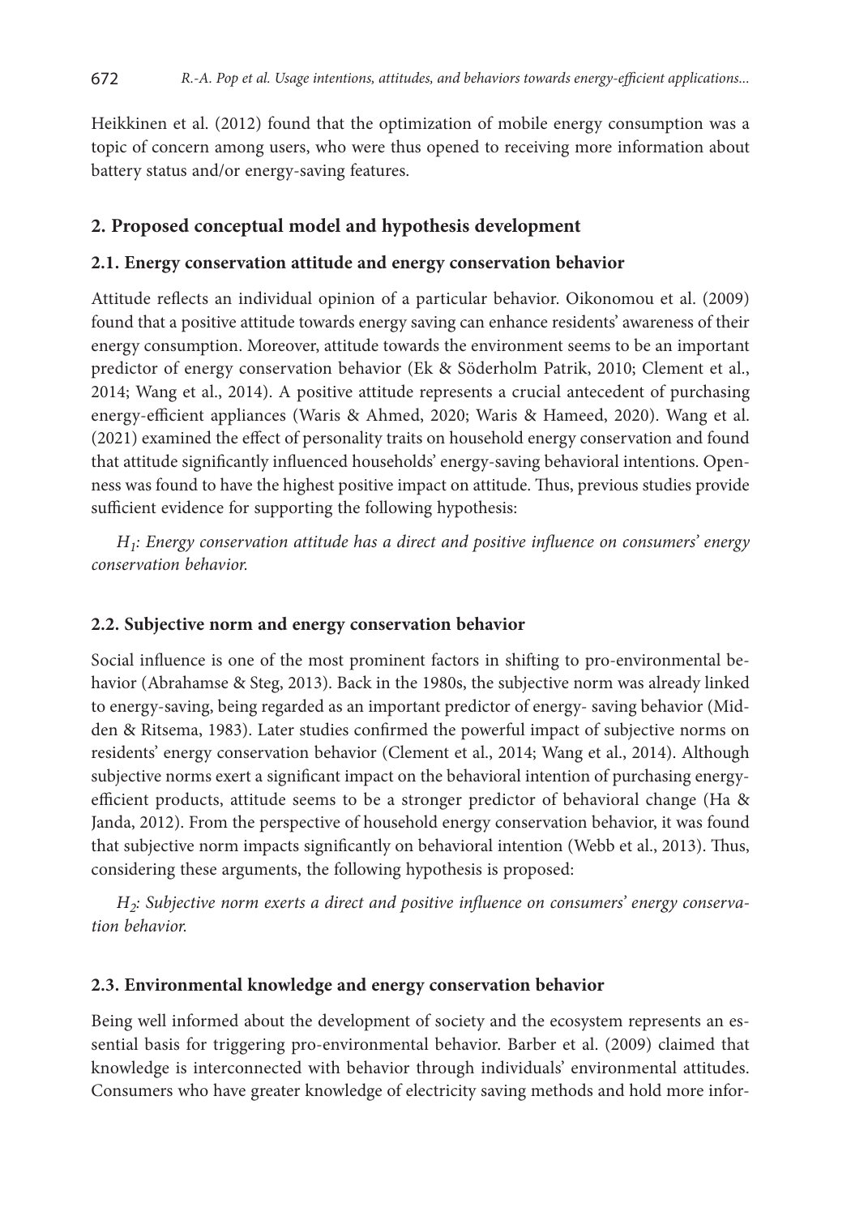Heikkinen et al. (2012) found that the optimization of mobile energy consumption was a topic of concern among users, who were thus opened to receiving more information about battery status and/or energy-saving features.

## 2. Proposed conceptual model and hypothesis development

### 2.1. Energy conservation attitude and energy conservation behavior

Attitude reflects an individual opinion of a particular behavior. Oikonomou et al. (2009) found that a positive attitude towards energy saving can enhance residents' awareness of their energy consumption. Moreover, attitude towards the environment seems to be an important predictor of energy conservation behavior (Ek & Söderholm Patrik, 2010; Clement et al., 2014; Wang et al., 2014). A positive attitude represents a crucial antecedent of purchasing energy-efficient appliances (Waris & Ahmed, 2020; Waris & Hameed, 2020). Wang et al. (2021) examined the effect of personality traits on household energy conservation and found that attitude significantly influenced households' energy-saving behavioral intentions. Openness was found to have the highest positive impact on attitude. Thus, previous studies provide sufficient evidence for supporting the following hypothesis:

*$H_1$: Energy conservation attitude has a direct and positive influence on consumers' energy conservation behavior.*

### 2.2. Subjective norm and energy conservation behavior

Social influence is one of the most prominent factors in shifting to pro-environmental behavior (Abrahamse & Steg, 2013). Back in the 1980s, the subjective norm was already linked to energy-saving, being regarded as an important predictor of energy- saving behavior (Midden & Ritsema, 1983). Later studies confirmed the powerful impact of subjective norms on residents' energy conservation behavior (Clement et al., 2014; Wang et al., 2014). Although subjective norms exert a significant impact on the behavioral intention of purchasing energy-efficient products, attitude seems to be a stronger predictor of behavioral change (Ha & Janda, 2012). From the perspective of household energy conservation behavior, it was found that subjective norm impacts significantly on behavioral intention (Webb et al., 2013). Thus, considering these arguments, the following hypothesis is proposed:

*$H_2$: Subjective norm exerts a direct and positive influence on consumers' energy conservation behavior.*

### 2.3. Environmental knowledge and energy conservation behavior

Being well informed about the development of society and the ecosystem represents an essential basis for triggering pro-environmental behavior. Barber et al. (2009) claimed that knowledge is interconnected with behavior through individuals' environmental attitudes. Consumers who have greater knowledge of electricity saving methods and hold more infor-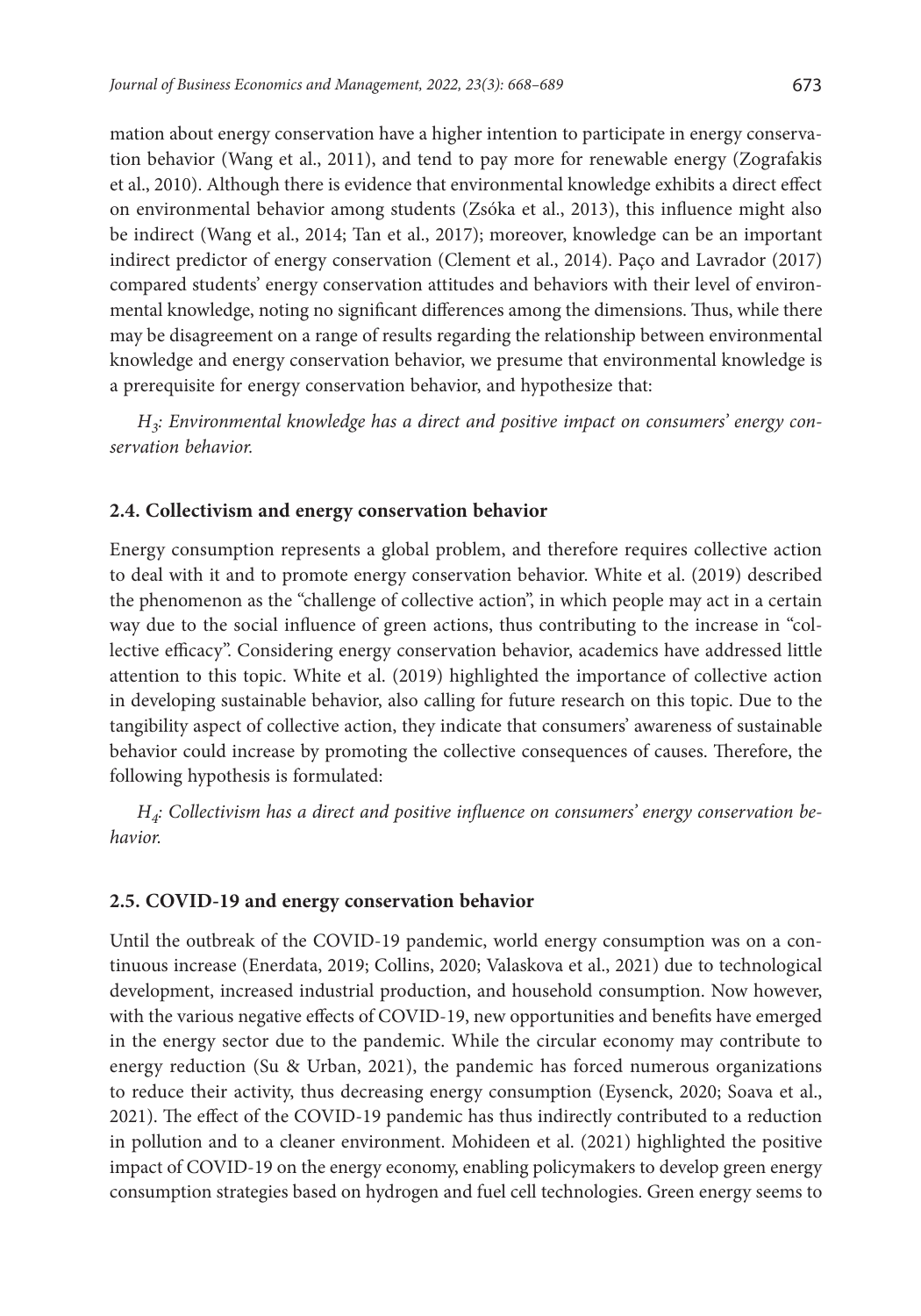mation about energy conservation have a higher intention to participate in energy conservation behavior (Wang et al., 2011), and tend to pay more for renewable energy (Zografakis et al., 2010). Although there is evidence that environmental knowledge exhibits a direct effect on environmental behavior among students (Zsóka et al., 2013), this influence might also be indirect (Wang et al., 2014; Tan et al., 2017); moreover, knowledge can be an important indirect predictor of energy conservation (Clement et al., 2014). Paço and Lavrador (2017) compared students' energy conservation attitudes and behaviors with their level of environmental knowledge, noting no significant differences among the dimensions. Thus, while there may be disagreement on a range of results regarding the relationship between environmental knowledge and energy conservation behavior, we presume that environmental knowledge is a prerequisite for energy conservation behavior, and hypothesize that:

*$H_3$: Environmental knowledge has a direct and positive impact on consumers' energy conservation behavior.*

### 2.4. Collectivism and energy conservation behavior

Energy consumption represents a global problem, and therefore requires collective action to deal with it and to promote energy conservation behavior. White et al. (2019) described the phenomenon as the "challenge of collective action", in which people may act in a certain way due to the social influence of green actions, thus contributing to the increase in "collective efficacy". Considering energy conservation behavior, academics have addressed little attention to this topic. White et al. (2019) highlighted the importance of collective action in developing sustainable behavior, also calling for future research on this topic. Due to the tangibility aspect of collective action, they indicate that consumers' awareness of sustainable behavior could increase by promoting the collective consequences of causes. Therefore, the following hypothesis is formulated:

*$H_4$: Collectivism has a direct and positive influence on consumers' energy conservation behavior.*

### 2.5. COVID-19 and energy conservation behavior

Until the outbreak of the COVID-19 pandemic, world energy consumption was on a continuous increase (Enerdata, 2019; Collins, 2020; Valaskova et al., 2021) due to technological development, increased industrial production, and household consumption. Now however, with the various negative effects of COVID-19, new opportunities and benefits have emerged in the energy sector due to the pandemic. While the circular economy may contribute to energy reduction (Su & Urban, 2021), the pandemic has forced numerous organizations to reduce their activity, thus decreasing energy consumption (Eysenck, 2020; Soava et al., 2021). The effect of the COVID-19 pandemic has thus indirectly contributed to a reduction in pollution and to a cleaner environment. Mohideen et al. (2021) highlighted the positive impact of COVID-19 on the energy economy, enabling policymakers to develop green energy consumption strategies based on hydrogen and fuel cell technologies. Green energy seems to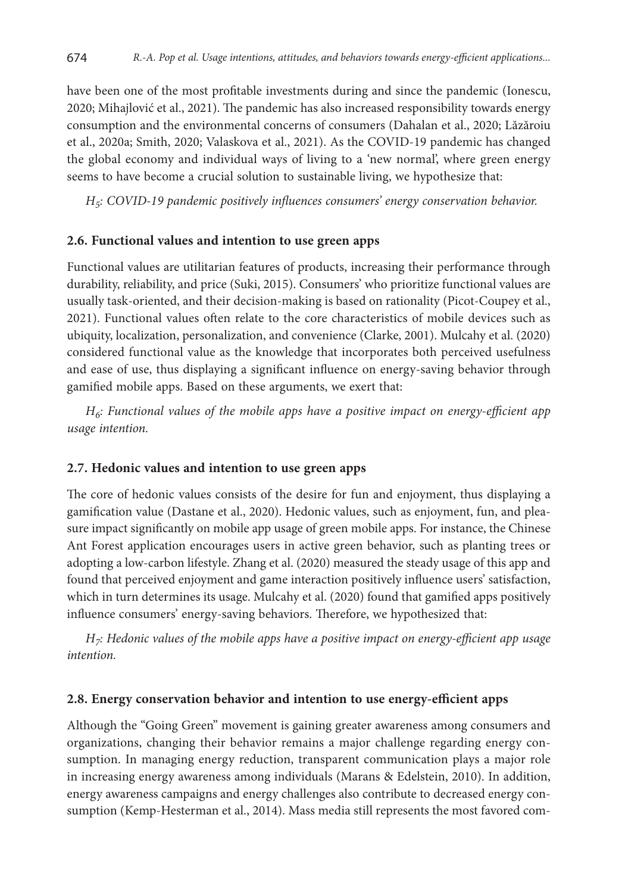have been one of the most profitable investments during and since the pandemic (Ionescu, 2020; Mihajlović et al., 2021). The pandemic has also increased responsibility towards energy consumption and the environmental concerns of consumers (Dahalan et al., 2020; Lăzăroiu et al., 2020a; Smith, 2020; Valaskova et al., 2021). As the COVID-19 pandemic has changed the global economy and individual ways of living to a 'new normal', where green energy seems to have become a crucial solution to sustainable living, we hypothesize that:

*$H_5$: COVID-19 pandemic positively influences consumers' energy conservation behavior.*

### 2.6. Functional values and intention to use green apps

Functional values are utilitarian features of products, increasing their performance through durability, reliability, and price (Suki, 2015). Consumers' who prioritize functional values are usually task-oriented, and their decision-making is based on rationality (Picot-Coupey et al., 2021). Functional values often relate to the core characteristics of mobile devices such as ubiquity, localization, personalization, and convenience (Clarke, 2001). Mulcahy et al. (2020) considered functional value as the knowledge that incorporates both perceived usefulness and ease of use, thus displaying a significant influence on energy-saving behavior through gamified mobile apps. Based on these arguments, we exert that:

*$H_6$: Functional values of the mobile apps have a positive impact on energy-efficient app usage intention.*

### 2.7. Hedonic values and intention to use green apps

The core of hedonic values consists of the desire for fun and enjoyment, thus displaying a gamification value (Dastane et al., 2020). Hedonic values, such as enjoyment, fun, and pleasure impact significantly on mobile app usage of green mobile apps. For instance, the Chinese Ant Forest application encourages users in active green behavior, such as planting trees or adopting a low-carbon lifestyle. Zhang et al. (2020) measured the steady usage of this app and found that perceived enjoyment and game interaction positively influence users' satisfaction, which in turn determines its usage. Mulcahy et al. (2020) found that gamified apps positively influence consumers' energy-saving behaviors. Therefore, we hypothesized that:

*$H_7$: Hedonic values of the mobile apps have a positive impact on energy-efficient app usage intention.*

### 2.8. Energy conservation behavior and intention to use energy-efficient apps

Although the "Going Green" movement is gaining greater awareness among consumers and organizations, changing their behavior remains a major challenge regarding energy consumption. In managing energy reduction, transparent communication plays a major role in increasing energy awareness among individuals (Marans & Edelstein, 2010). In addition, energy awareness campaigns and energy challenges also contribute to decreased energy consumption (Kemp-Hesterman et al., 2014). Mass media still represents the most favored com-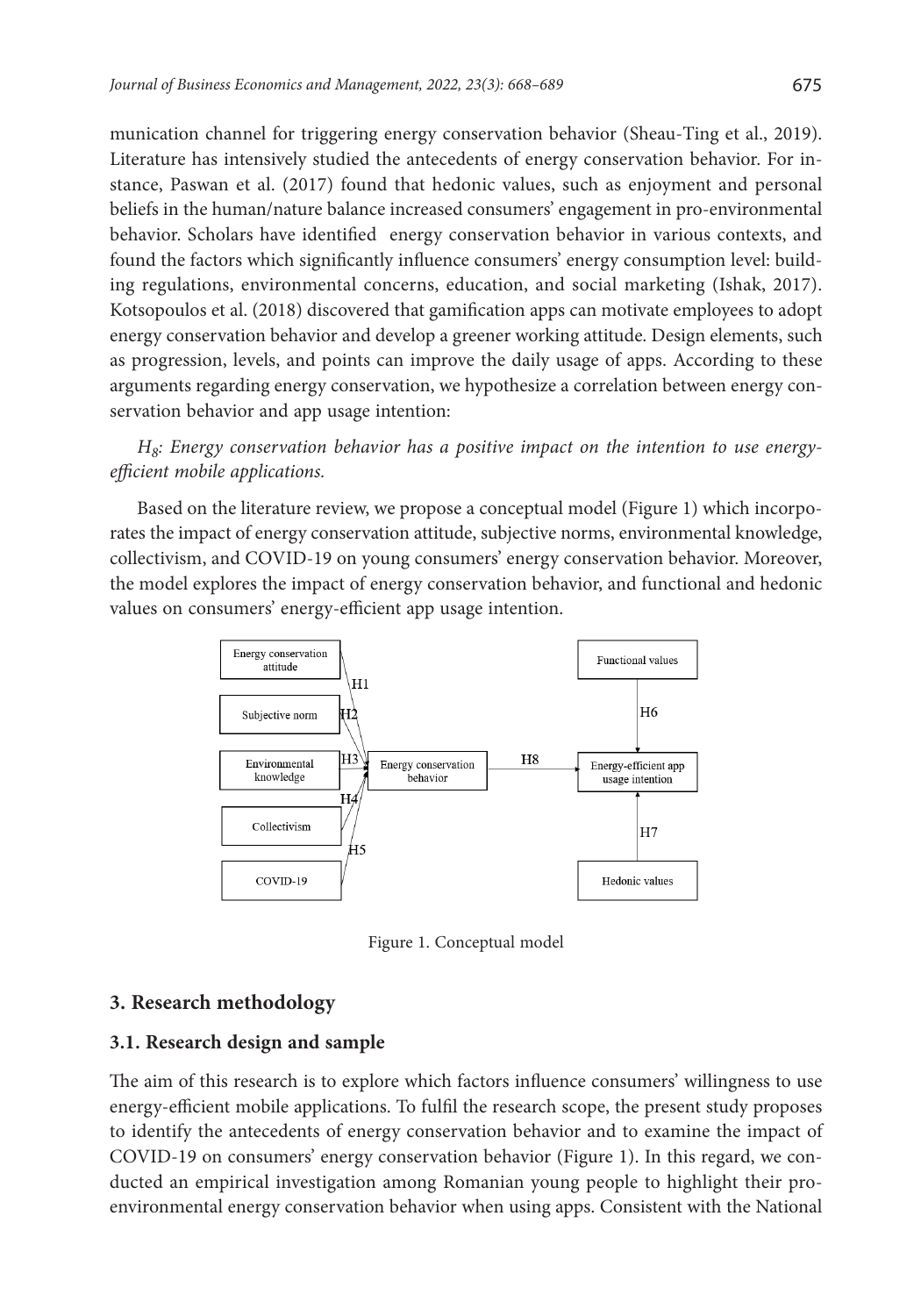munication channel for triggering energy conservation behavior (Sheau-Ting et al., 2019). Literature has intensively studied the antecedents of energy conservation behavior. For instance, Paswan et al. (2017) found that hedonic values, such as enjoyment and personal beliefs in the human/nature balance increased consumers' engagement in pro-environmental behavior. Scholars have identified energy conservation behavior in various contexts, and found the factors which significantly influence consumers' energy consumption level: building regulations, environmental concerns, education, and social marketing (Ishak, 2017). Kotsopoulos et al. (2018) discovered that gamification apps can motivate employees to adopt energy conservation behavior and develop a greener working attitude. Design elements, such as progression, levels, and points can improve the daily usage of apps. According to these arguments regarding energy conservation, we hypothesize a correlation between energy conservation behavior and app usage intention:

*$H_8$: Energy conservation behavior has a positive impact on the intention to use energy-efficient mobile applications.*

Based on the literature review, we propose a conceptual model (Figure 1) which incorporates the impact of energy conservation attitude, subjective norms, environmental knowledge, collectivism, and COVID-19 on young consumers' energy conservation behavior. Moreover, the model explores the impact of energy conservation behavior, and functional and hedonic values on consumers' energy-efficient app usage intention.

Figure 1. Conceptual model

## 3. Research methodology

### 3.1. Research design and sample

The aim of this research is to explore which factors influence consumers' willingness to use energy-efficient mobile applications. To fulfil the research scope, the present study proposes to identify the antecedents of energy conservation behavior and to examine the impact of COVID-19 on consumers' energy conservation behavior (Figure 1). In this regard, we conducted an empirical investigation among Romanian young people to highlight their pro-environmental energy conservation behavior when using apps. Consistent with the National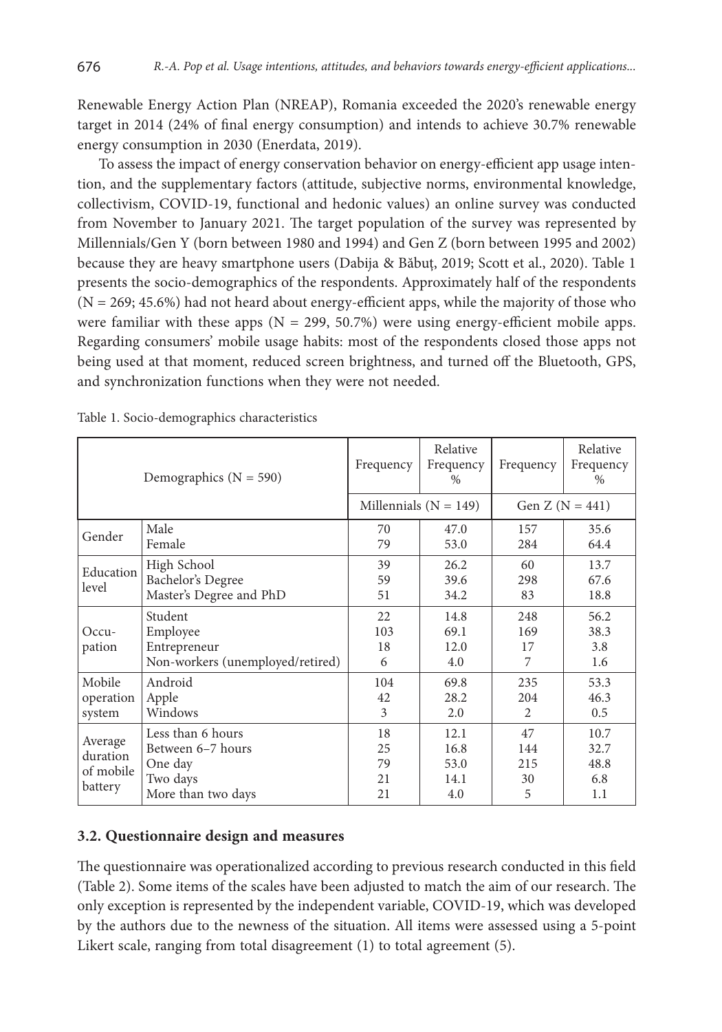Renewable Energy Action Plan (NREAP), Romania exceeded the 2020's renewable energy target in 2014 (24% of final energy consumption) and intends to achieve 30.7% renewable energy consumption in 2030 (Enerdata, 2019).

To assess the impact of energy conservation behavior on energy-efficient app usage intention, and the supplementary factors (attitude, subjective norms, environmental knowledge, collectivism, COVID-19, functional and hedonic values) an online survey was conducted from November to January 2021. The target population of the survey was represented by Millennials/Gen Y (born between 1980 and 1994) and Gen Z (born between 1995 and 2002) because they are heavy smartphone users (Dabija & Băbuţ, 2019; Scott et al., 2020). Table 1 presents the socio-demographics of the respondents. Approximately half of the respondents (N = 269; 45.6%) had not heard about energy-efficient apps, while the majority of those who were familiar with these apps (N = 299, 50.7%) were using energy-efficient mobile apps. Regarding consumers' mobile usage habits: most of the respondents closed those apps not being used at that moment, reduced screen brightness, and turned off the Bluetooth, GPS, and synchronization functions when they were not needed.

Table 1. Socio-demographics characteristics

| Demographics (N = 590) | | Frequency | Relative Frequency % | Frequency | Relative Frequency % |
|---|---|---|---|---|---|
| | | Millennials (N = 149) | | Gen Z (N = 441) | |
| Gender | Male | 70 | 47.0 | 157 | 35.6 |
| | Female | 79 | 53.0 | 284 | 64.4 |
| Education level | High School | 39 | 26.2 | 60 | 13.7 |
| | Bachelor's Degree | 59 | 39.6 | 298 | 67.6 |
| | Master's Degree and PhD | 51 | 34.2 | 83 | 18.8 |
| Occupation | Student | 22 | 14.8 | 248 | 56.2 |
| | Employee | 103 | 69.1 | 169 | 38.3 |
| | Entrepreneur | 18 | 12.0 | 17 | 3.8 |
| | Non-workers (unemployed/retired) | 6 | 4.0 | 7 | 1.6 |
| Mobile operation system | Android | 104 | 69.8 | 235 | 53.3 |
| | Apple | 42 | 28.2 | 204 | 46.3 |
| | Windows | 3 | 2.0 | 2 | 0.5 |
| Average duration of mobile battery | Less than 6 hours | 18 | 12.1 | 47 | 10.7 |
| | Between 6–7 hours | 25 | 16.8 | 144 | 32.7 |
| | One day | 79 | 53.0 | 215 | 48.8 |
| | Two days | 21 | 14.1 | 30 | 6.8 |
| | More than two days | 21 | 4.0 | 5 | 1.1 |

### 3.2. Questionnaire design and measures

The questionnaire was operationalized according to previous research conducted in this field (Table 2). Some items of the scales have been adjusted to match the aim of our research. The only exception is represented by the independent variable, COVID-19, which was developed by the authors due to the newness of the situation. All items were assessed using a 5-point Likert scale, ranging from total disagreement (1) to total agreement (5).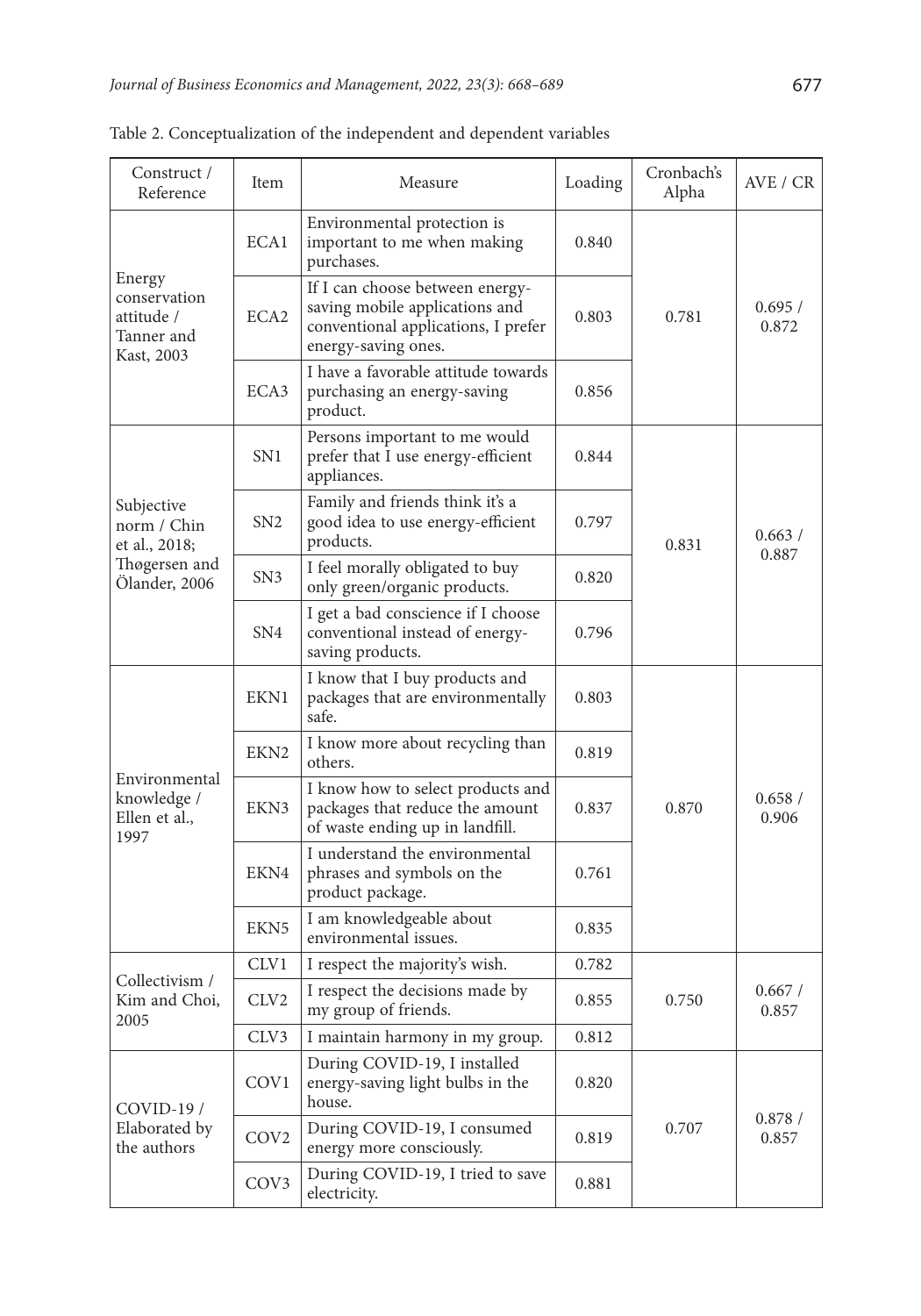Table 2. Conceptualization of the independent and dependent variables

| Construct / Reference | Item | Measure | Loading | Cronbach's Alpha | AVE / CR |
|---|---|---|---|---|---|
| Energy conservation attitude / Tanner and Kast, 2003 | ECA1 | Environmental protection is important to me when making purchases. | 0.840 | 0.781 | 0.695 / 0.872 |
| | ECA2 | If I can choose between energy-saving mobile applications and conventional applications, I prefer energy-saving ones. | 0.803 | | |
| | ECA3 | I have a favorable attitude towards purchasing an energy-saving product. | 0.856 | | |
| Subjective norm / Chin et al., 2018; Thøgersen and Ölander, 2006 | SN1 | Persons important to me would prefer that I use energy-efficient appliances. | 0.844 | 0.831 | 0.663 / 0.887 |
| | SN2 | Family and friends think it's a good idea to use energy-efficient products. | 0.797 | | |
| | SN3 | I feel morally obligated to buy only green/organic products. | 0.820 | | |
| | SN4 | I get a bad conscience if I choose conventional instead of energy-saving products. | 0.796 | | |
| Environmental knowledge / Ellen et al., 1997 | EKN1 | I know that I buy products and packages that are environmentally safe. | 0.803 | 0.870 | 0.658 / 0.906 |
| | EKN2 | I know more about recycling than others. | 0.819 | | |
| | EKN3 | I know how to select products and packages that reduce the amount of waste ending up in landfill. | 0.837 | | |
| | EKN4 | I understand the environmental phrases and symbols on the product package. | 0.761 | | |
| | EKN5 | I am knowledgeable about environmental issues. | 0.835 | | |
| Collectivism / Kim and Choi, 2005 | CLV1 | I respect the majority's wish. | 0.782 | 0.750 | 0.667 / 0.857 |
| | CLV2 | I respect the decisions made by my group of friends. | 0.855 | | |
| | CLV3 | I maintain harmony in my group. | 0.812 | | |
| COVID-19 / Elaborated by the authors | COV1 | During COVID-19, I installed energy-saving light bulbs in the house. | 0.820 | 0.707 | 0.878 / 0.857 |
| | COV2 | During COVID-19, I consumed energy more consciously. | 0.819 | | |
| | COV3 | During COVID-19, I tried to save electricity. | 0.881 | | |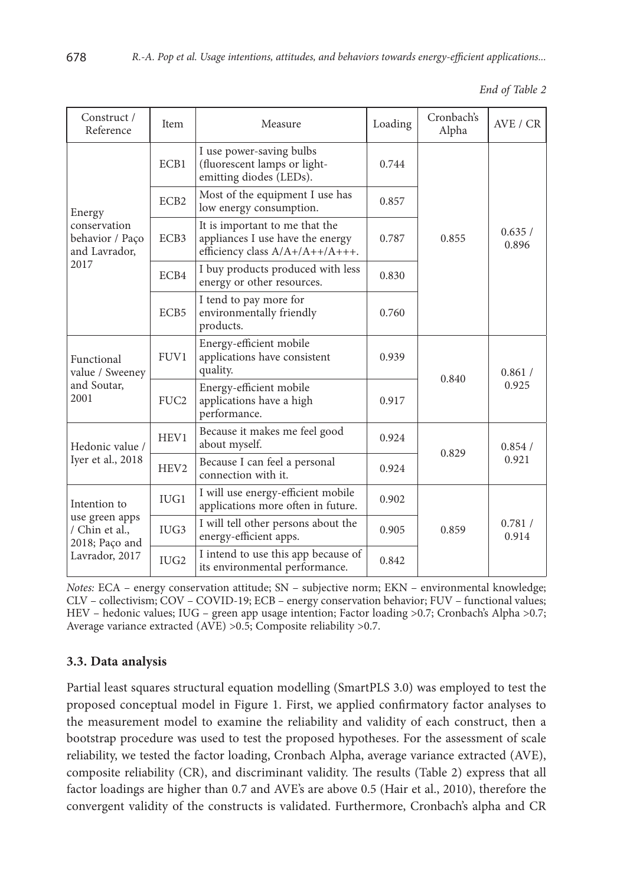*End of Table 2*

| Construct / Reference | Item | Measure | Loading | Cronbach's Alpha | AVE / CR |
|---|---|---|---|---|---|
| Energy conservation behavior / Paço and Lavrador, 2017 | ECB1 | I use power-saving bulbs (fluorescent lamps or light-emitting diodes (LEDs). | 0.744 | 0.855 | 0.635 / 0.896 |
| | ECB2 | Most of the equipment I use has low energy consumption. | 0.857 | | |
| | ECB3 | It is important to me that the appliances I use have the energy efficiency class A/A+/A++/A+++. | 0.787 | | |
| | ECB4 | I buy products produced with less energy or other resources. | 0.830 | | |
| | ECB5 | I tend to pay more for environmentally friendly products. | 0.760 | | |
| Functional value / Sweeney and Soutar, 2001 | FUV1 | Energy-efficient mobile applications have consistent quality. | 0.939 | 0.840 | 0.861 / 0.925 |
| | FUC2 | Energy-efficient mobile applications have a high performance. | 0.917 | | |
| Hedonic value / Iyer et al., 2018 | HEV1 | Because it makes me feel good about myself. | 0.924 | 0.829 | 0.854 / 0.921 |
| | HEV2 | Because I can feel a personal connection with it. | 0.924 | | |
| Intention to use green apps / Chin et al., 2018; Paço and Lavrador, 2017 | IUG1 | I will use energy-efficient mobile applications more often in future. | 0.902 | 0.859 | 0.781 / 0.914 |
| | IUG3 | I will tell other persons about the energy-efficient apps. | 0.905 | | |
| | IUG2 | I intend to use this app because of its environmental performance. | 0.842 | | |

*Notes:* ECA – energy conservation attitude; SN – subjective norm; EKN – environmental knowledge; CLV – collectivism; COV – COVID-19; ECB – energy conservation behavior; FUV – functional values; HEV – hedonic values; IUG – green app usage intention; Factor loading >0.7; Cronbach's Alpha >0.7; Average variance extracted (AVE) >0.5; Composite reliability >0.7.

### 3.3. Data analysis

Partial least squares structural equation modelling (SmartPLS 3.0) was employed to test the proposed conceptual model in Figure 1. First, we applied confirmatory factor analyses to the measurement model to examine the reliability and validity of each construct, then a bootstrap procedure was used to test the proposed hypotheses. For the assessment of scale reliability, we tested the factor loading, Cronbach Alpha, average variance extracted (AVE), composite reliability (CR), and discriminant validity. The results (Table 2) express that all factor loadings are higher than 0.7 and AVE's are above 0.5 (Hair et al., 2010), therefore the convergent validity of the constructs is validated. Furthermore, Cronbach's alpha and CR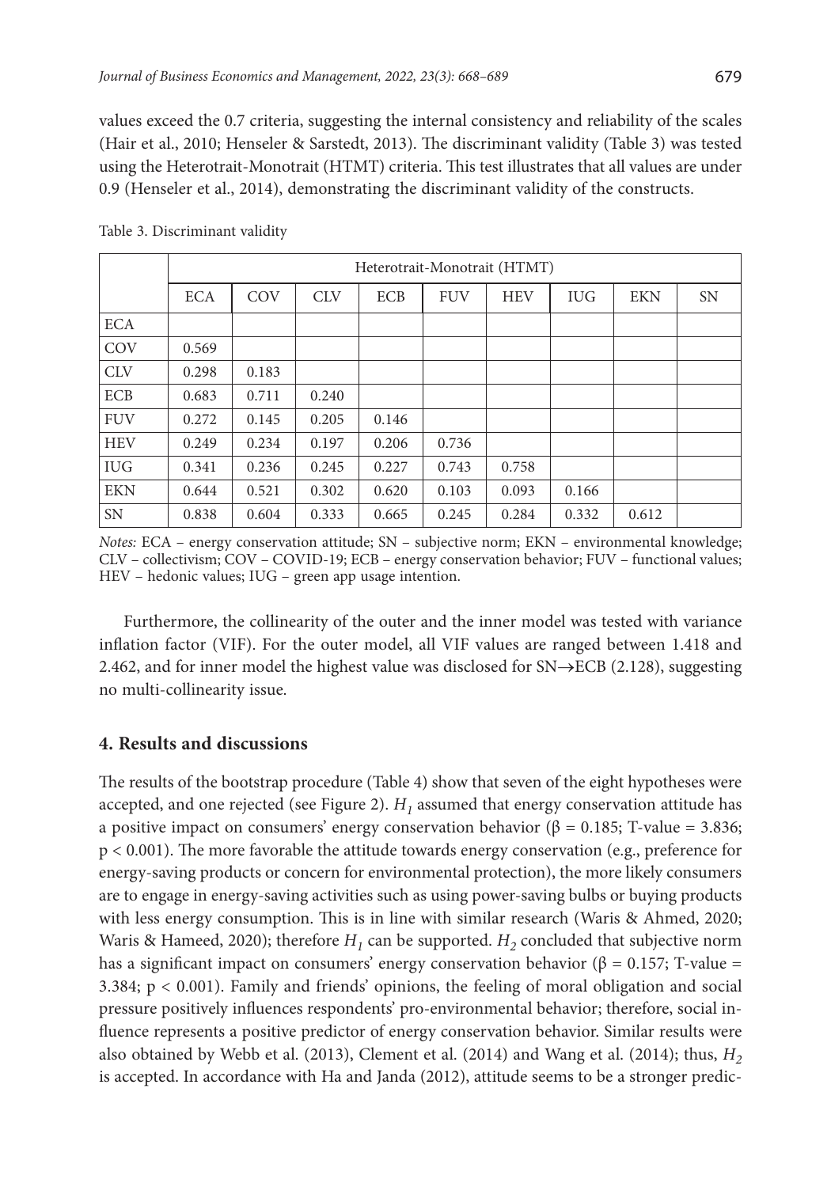values exceed the 0.7 criteria, suggesting the internal consistency and reliability of the scales (Hair et al., 2010; Henseler & Sarstedt, 2013). The discriminant validity (Table 3) was tested using the Heterotrait-Monotrait (HTMT) criteria. This test illustrates that all values are under 0.9 (Henseler et al., 2014), demonstrating the discriminant validity of the constructs.

Table 3. Discriminant validity

| | Heterotrait-Monotrait (HTMT) | | | | | | | | |
|---|---|---|---|---|---|---|---|---|---|
| | ECA | COV | CLV | ECB | FUV | HEV | IUG | EKN | SN |
| ECA | | | | | | | | | |
| COV | 0.569 | | | | | | | | |
| CLV | 0.298 | 0.183 | | | | | | | |
| ECB | 0.683 | 0.711 | 0.240 | | | | | | |
| FUV | 0.272 | 0.145 | 0.205 | 0.146 | | | | | |
| HEV | 0.249 | 0.234 | 0.197 | 0.206 | 0.736 | | | | |
| IUG | 0.341 | 0.236 | 0.245 | 0.227 | 0.743 | 0.758 | | | |
| EKN | 0.644 | 0.521 | 0.302 | 0.620 | 0.103 | 0.093 | 0.166 | | |
| SN | 0.838 | 0.604 | 0.333 | 0.665 | 0.245 | 0.284 | 0.332 | 0.612 | |

*Notes:* ECA – energy conservation attitude; SN – subjective norm; EKN – environmental knowledge; CLV – collectivism; COV – COVID-19; ECB – energy conservation behavior; FUV – functional values; HEV – hedonic values; IUG – green app usage intention.

Furthermore, the collinearity of the outer and the inner model was tested with variance inflation factor (VIF). For the outer model, all VIF values are ranged between 1.418 and 2.462, and for inner model the highest value was disclosed for SN→ECB (2.128), suggesting no multi-collinearity issue.

## 4. Results and discussions

The results of the bootstrap procedure (Table 4) show that seven of the eight hypotheses were accepted, and one rejected (see Figure 2). $H_1$ assumed that energy conservation attitude has a positive impact on consumers' energy conservation behavior ($\beta = 0.185$; T-value = 3.836; $p < 0.001$). The more favorable the attitude towards energy conservation (e.g., preference for energy-saving products or concern for environmental protection), the more likely consumers are to engage in energy-saving activities such as using power-saving bulbs or buying products with less energy consumption. This is in line with similar research (Waris & Ahmed, 2020; Waris & Hameed, 2020); therefore $H_1$ can be supported. $H_2$ concluded that subjective norm has a significant impact on consumers' energy conservation behavior ($\beta = 0.157$; T-value = 3.384; $p < 0.001$). Family and friends' opinions, the feeling of moral obligation and social pressure positively influences respondents' pro-environmental behavior; therefore, social influence represents a positive predictor of energy conservation behavior. Similar results were also obtained by Webb et al. (2013), Clement et al. (2014) and Wang et al. (2014); thus, $H_2$ is accepted. In accordance with Ha and Janda (2012), attitude seems to be a stronger predic-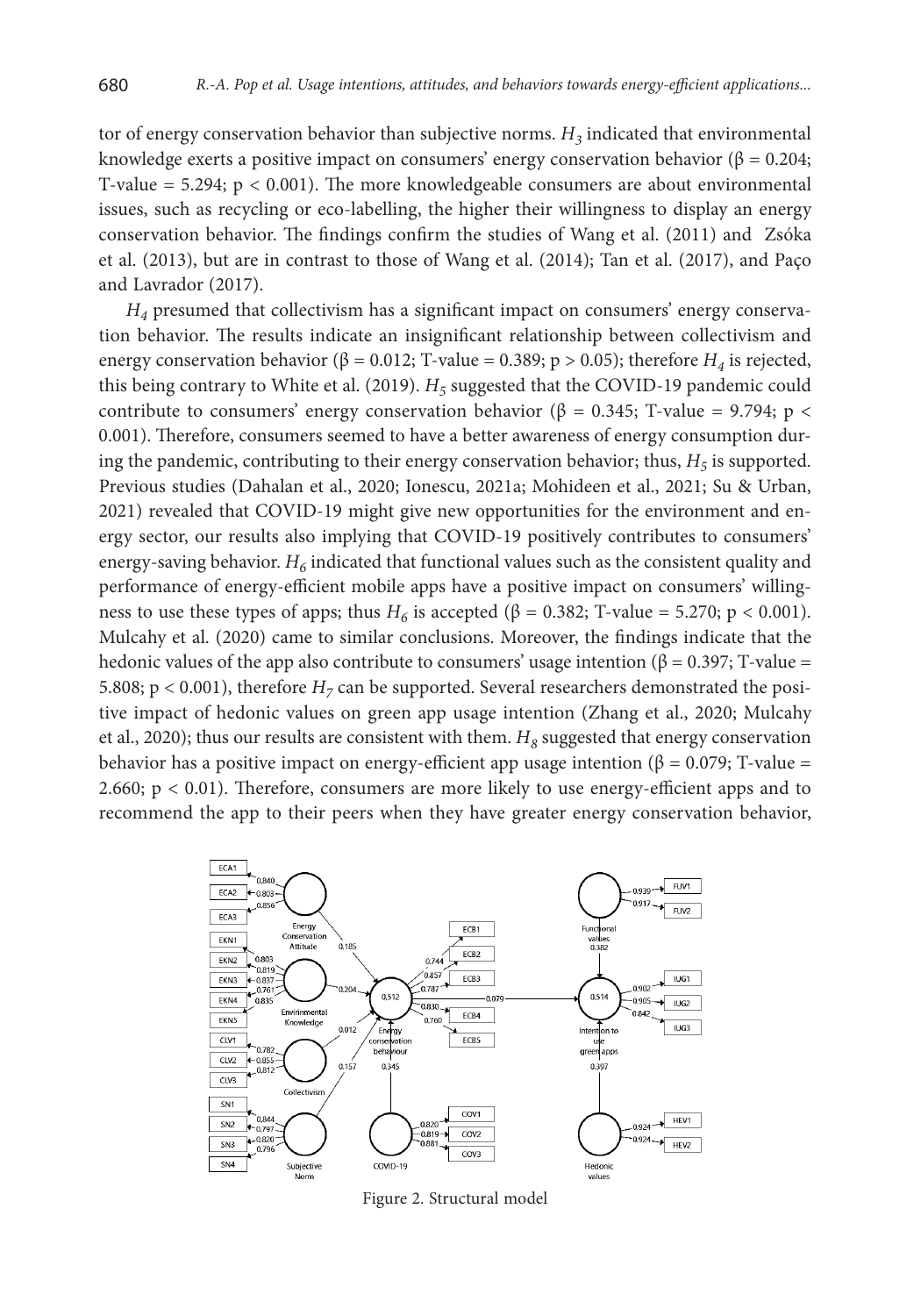tor of energy conservation behavior than subjective norms. $H_3$ indicated that environmental knowledge exerts a positive impact on consumers' energy conservation behavior (β = 0.204; T-value = 5.294; $p < 0.001$). The more knowledgeable consumers are about environmental issues, such as recycling or eco-labelling, the higher their willingness to display an energy conservation behavior. The findings confirm the studies of Wang et al. (2011) and Zsóka et al. (2013), but are in contrast to those of Wang et al. (2014); Tan et al. (2017), and Paço and Lavrador (2017).

$H_4$ presumed that collectivism has a significant impact on consumers' energy conservation behavior. The results indicate an insignificant relationship between collectivism and energy conservation behavior (β = 0.012; T-value = 0.389; $p > 0.05$); therefore $H_4$ is rejected, this being contrary to White et al. (2019). $H_5$ suggested that the COVID-19 pandemic could contribute to consumers' energy conservation behavior (β = 0.345; T-value = 9.794; $p < 0.001$). Therefore, consumers seemed to have a better awareness of energy consumption during the pandemic, contributing to their energy conservation behavior; thus, $H_5$ is supported. Previous studies (Dahalan et al., 2020; Ionescu, 2021a; Mohideen et al., 2021; Su & Urban, 2021) revealed that COVID-19 might give new opportunities for the environment and energy sector, our results also implying that COVID-19 positively contributes to consumers' energy-saving behavior. $H_6$ indicated that functional values such as the consistent quality and performance of energy-efficient mobile apps have a positive impact on consumers' willingness to use these types of apps; thus $H_6$ is accepted (β = 0.382; T-value = 5.270; $p < 0.001$). Mulcahy et al. (2020) came to similar conclusions. Moreover, the findings indicate that the hedonic values of the app also contribute to consumers' usage intention (β = 0.397; T-value = 5.808; $p < 0.001$), therefore $H_7$ can be supported. Several researchers demonstrated the positive impact of hedonic values on green app usage intention (Zhang et al., 2020; Mulcahy et al., 2020); thus our results are consistent with them. $H_8$ suggested that energy conservation behavior has a positive impact on energy-efficient app usage intention (β = 0.079; T-value = 2.660; $p < 0.01$). Therefore, consumers are more likely to use energy-efficient apps and to recommend the app to their peers when they have greater energy conservation behavior,

Figure 2. Structural model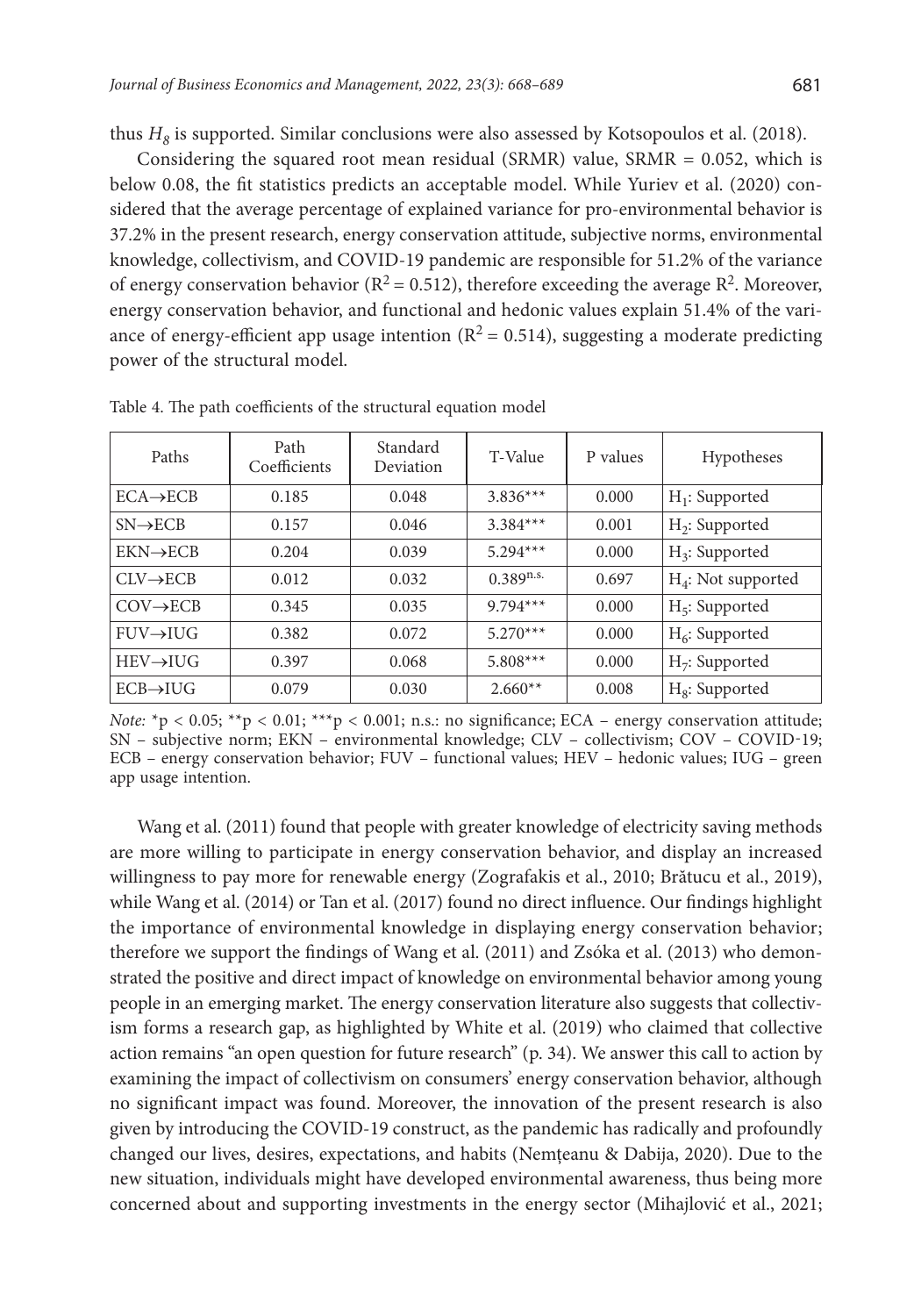thus $H_8$ is supported. Similar conclusions were also assessed by Kotsopoulos et al. (2018).

Considering the squared root mean residual (SRMR) value, SRMR = 0.052, which is below 0.08, the fit statistics predicts an acceptable model. While Yuriev et al. (2020) considered that the average percentage of explained variance for pro-environmental behavior is 37.2% in the present research, energy conservation attitude, subjective norms, environmental knowledge, collectivism, and COVID-19 pandemic are responsible for 51.2% of the variance of energy conservation behavior ($R^2 = 0.512$), therefore exceeding the average $R^2$. Moreover, energy conservation behavior, and functional and hedonic values explain 51.4% of the variance of energy-efficient app usage intention ($R^2 = 0.514$), suggesting a moderate predicting power of the structural model.

Table 4. The path coefficients of the structural equation model

| Paths | Path Coefficients | Standard Deviation | T-Value | P values | Hypotheses |
|---|---|---|---|---|---|
| ECA→ECB | 0.185 | 0.048 | 3.836*** | 0.000 | $H_1$: Supported |
| SN→ECB | 0.157 | 0.046 | 3.384*** | 0.001 | $H_2$: Supported |
| EKN→ECB | 0.204 | 0.039 | 5.294*** | 0.000 | $H_3$: Supported |
| CLV→ECB | 0.012 | 0.032 | 0.389$^{n.s.}$ | 0.697 | $H_4$: Not supported |
| COV→ECB | 0.345 | 0.035 | 9.794*** | 0.000 | $H_5$: Supported |
| FUV→IUG | 0.382 | 0.072 | 5.270*** | 0.000 | $H_6$: Supported |
| HEV→IUG | 0.397 | 0.068 | 5.808*** | 0.000 | $H_7$: Supported |
| ECB→IUG | 0.079 | 0.030 | 2.660** | 0.008 | $H_8$: Supported |

*Note:* *$p < 0.05$; **$p < 0.01$; ***$p < 0.001$; n.s.: no significance; ECA – energy conservation attitude; SN – subjective norm; EKN – environmental knowledge; CLV – collectivism; COV – COVID-19; ECB – energy conservation behavior; FUV – functional values; HEV – hedonic values; IUG – green app usage intention.

Wang et al. (2011) found that people with greater knowledge of electricity saving methods are more willing to participate in energy conservation behavior, and display an increased willingness to pay more for renewable energy (Zografakis et al., 2010; Brătucu et al., 2019), while Wang et al. (2014) or Tan et al. (2017) found no direct influence. Our findings highlight the importance of environmental knowledge in displaying energy conservation behavior; therefore we support the findings of Wang et al. (2011) and Zsóka et al. (2013) who demonstrated the positive and direct impact of knowledge on environmental behavior among young people in an emerging market. The energy conservation literature also suggests that collectivism forms a research gap, as highlighted by White et al. (2019) who claimed that collective action remains "an open question for future research" (p. 34). We answer this call to action by examining the impact of collectivism on consumers' energy conservation behavior, although no significant impact was found. Moreover, the innovation of the present research is also given by introducing the COVID-19 construct, as the pandemic has radically and profoundly changed our lives, desires, expectations, and habits (Nemțeanu & Dabija, 2020). Due to the new situation, individuals might have developed environmental awareness, thus being more concerned about and supporting investments in the energy sector (Mihajlović et al., 2021;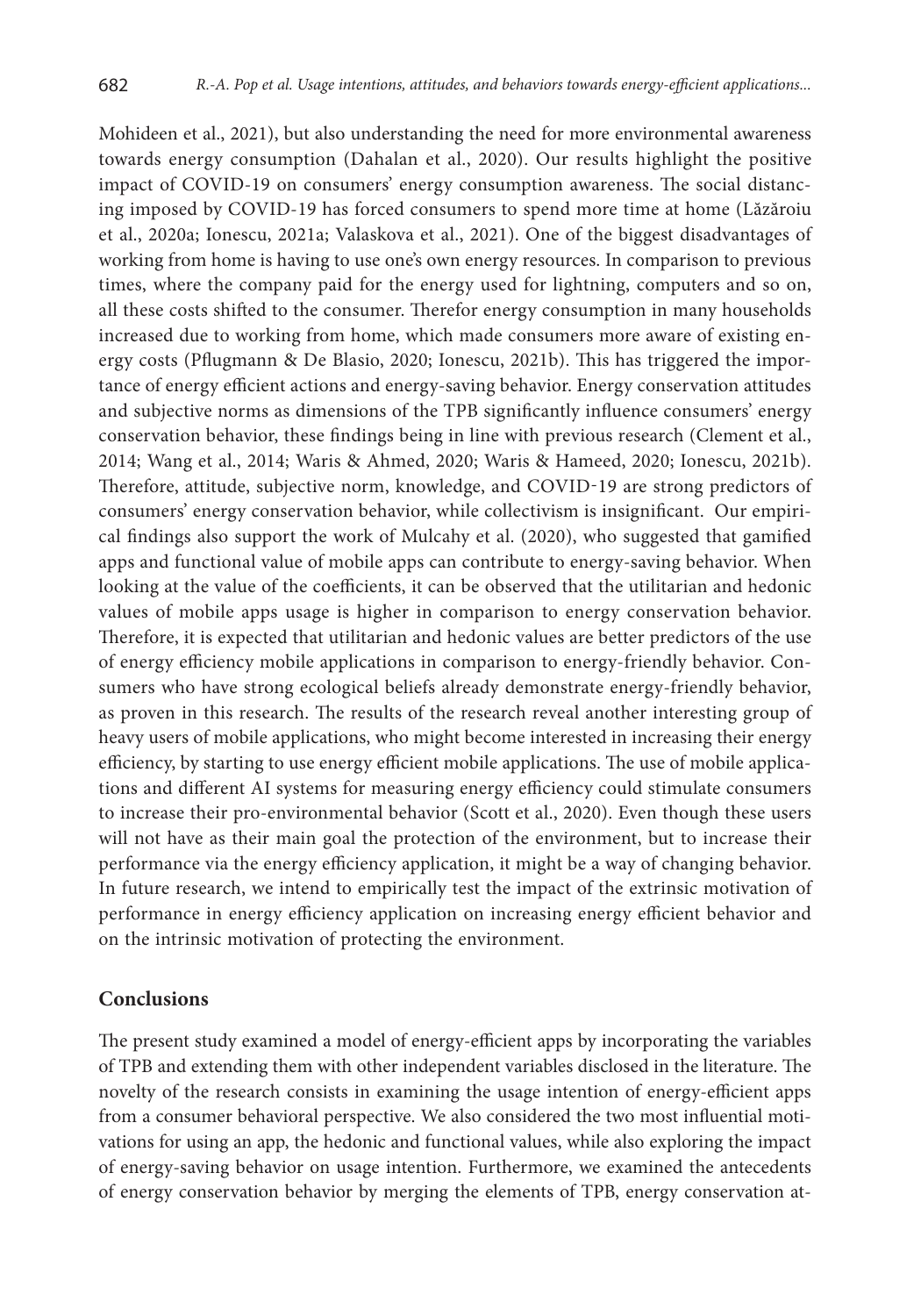Mohideen et al., 2021), but also understanding the need for more environmental awareness towards energy consumption (Dahalan et al., 2020). Our results highlight the positive impact of COVID-19 on consumers' energy consumption awareness. The social distancing imposed by COVID-19 has forced consumers to spend more time at home (Lăzăroiu et al., 2020a; Ionescu, 2021a; Valaskova et al., 2021). One of the biggest disadvantages of working from home is having to use one's own energy resources. In comparison to previous times, where the company paid for the energy used for lightning, computers and so on, all these costs shifted to the consumer. Therefor energy consumption in many households increased due to working from home, which made consumers more aware of existing energy costs (Pflugmann & De Blasio, 2020; Ionescu, 2021b). This has triggered the importance of energy efficient actions and energy-saving behavior. Energy conservation attitudes and subjective norms as dimensions of the TPB significantly influence consumers' energy conservation behavior, these findings being in line with previous research (Clement et al., 2014; Wang et al., 2014; Waris & Ahmed, 2020; Waris & Hameed, 2020; Ionescu, 2021b). Therefore, attitude, subjective norm, knowledge, and COVID-19 are strong predictors of consumers' energy conservation behavior, while collectivism is insignificant. Our empirical findings also support the work of Mulcahy et al. (2020), who suggested that gamified apps and functional value of mobile apps can contribute to energy-saving behavior. When looking at the value of the coefficients, it can be observed that the utilitarian and hedonic values of mobile apps usage is higher in comparison to energy conservation behavior. Therefore, it is expected that utilitarian and hedonic values are better predictors of the use of energy efficiency mobile applications in comparison to energy-friendly behavior. Consumers who have strong ecological beliefs already demonstrate energy-friendly behavior, as proven in this research. The results of the research reveal another interesting group of heavy users of mobile applications, who might become interested in increasing their energy efficiency, by starting to use energy efficient mobile applications. The use of mobile applications and different AI systems for measuring energy efficiency could stimulate consumers to increase their pro-environmental behavior (Scott et al., 2020). Even though these users will not have as their main goal the protection of the environment, but to increase their performance via the energy efficiency application, it might be a way of changing behavior. In future research, we intend to empirically test the impact of the extrinsic motivation of performance in energy efficiency application on increasing energy efficient behavior and on the intrinsic motivation of protecting the environment.

## Conclusions

The present study examined a model of energy-efficient apps by incorporating the variables of TPB and extending them with other independent variables disclosed in the literature. The novelty of the research consists in examining the usage intention of energy-efficient apps from a consumer behavioral perspective. We also considered the two most influential motivations for using an app, the hedonic and functional values, while also exploring the impact of energy-saving behavior on usage intention. Furthermore, we examined the antecedents of energy conservation behavior by merging the elements of TPB, energy conservation at-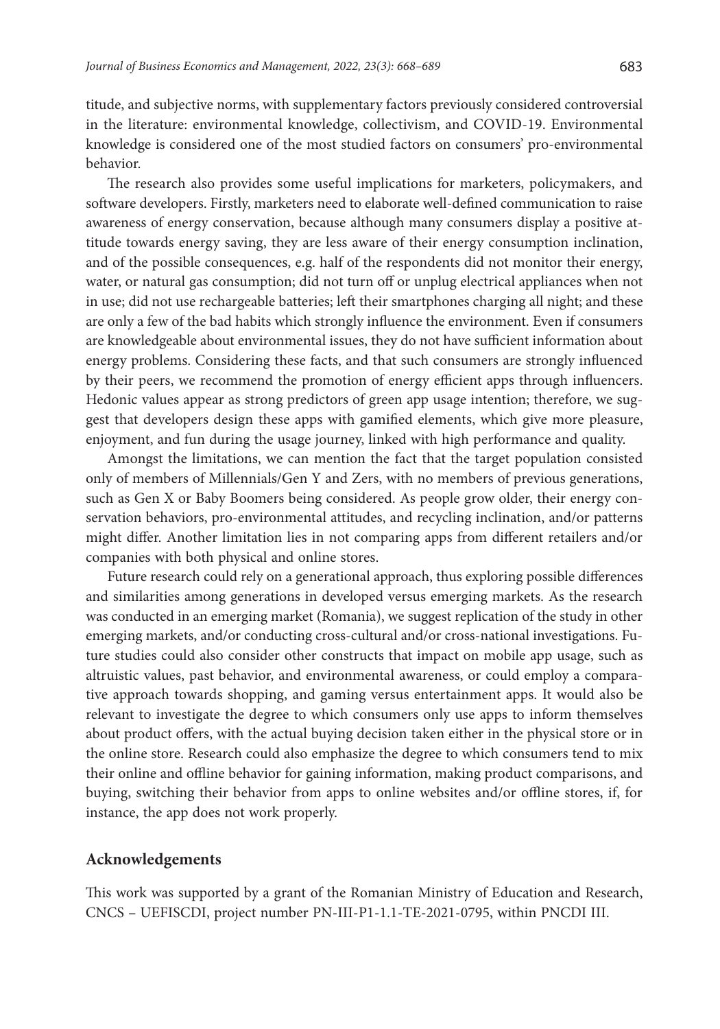titude, and subjective norms, with supplementary factors previously considered controversial in the literature: environmental knowledge, collectivism, and COVID-19. Environmental knowledge is considered one of the most studied factors on consumers' pro-environmental behavior.

The research also provides some useful implications for marketers, policymakers, and software developers. Firstly, marketers need to elaborate well-defined communication to raise awareness of energy conservation, because although many consumers display a positive attitude towards energy saving, they are less aware of their energy consumption inclination, and of the possible consequences, e.g. half of the respondents did not monitor their energy, water, or natural gas consumption; did not turn off or unplug electrical appliances when not in use; did not use rechargeable batteries; left their smartphones charging all night; and these are only a few of the bad habits which strongly influence the environment. Even if consumers are knowledgeable about environmental issues, they do not have sufficient information about energy problems. Considering these facts, and that such consumers are strongly influenced by their peers, we recommend the promotion of energy efficient apps through influencers. Hedonic values appear as strong predictors of green app usage intention; therefore, we suggest that developers design these apps with gamified elements, which give more pleasure, enjoyment, and fun during the usage journey, linked with high performance and quality.

Amongst the limitations, we can mention the fact that the target population consisted only of members of Millennials/Gen Y and Zers, with no members of previous generations, such as Gen X or Baby Boomers being considered. As people grow older, their energy conservation behaviors, pro-environmental attitudes, and recycling inclination, and/or patterns might differ. Another limitation lies in not comparing apps from different retailers and/or companies with both physical and online stores.

Future research could rely on a generational approach, thus exploring possible differences and similarities among generations in developed versus emerging markets. As the research was conducted in an emerging market (Romania), we suggest replication of the study in other emerging markets, and/or conducting cross-cultural and/or cross-national investigations. Future studies could also consider other constructs that impact on mobile app usage, such as altruistic values, past behavior, and environmental awareness, or could employ a comparative approach towards shopping, and gaming versus entertainment apps. It would also be relevant to investigate the degree to which consumers only use apps to inform themselves about product offers, with the actual buying decision taken either in the physical store or in the online store. Research could also emphasize the degree to which consumers tend to mix their online and offline behavior for gaining information, making product comparisons, and buying, switching their behavior from apps to online websites and/or offline stores, if, for instance, the app does not work properly.

## Acknowledgements

This work was supported by a grant of the Romanian Ministry of Education and Research, CNCS – UEFISCDI, project number PN-III-P1-1.1-TE-2021-0795, within PNCDI III.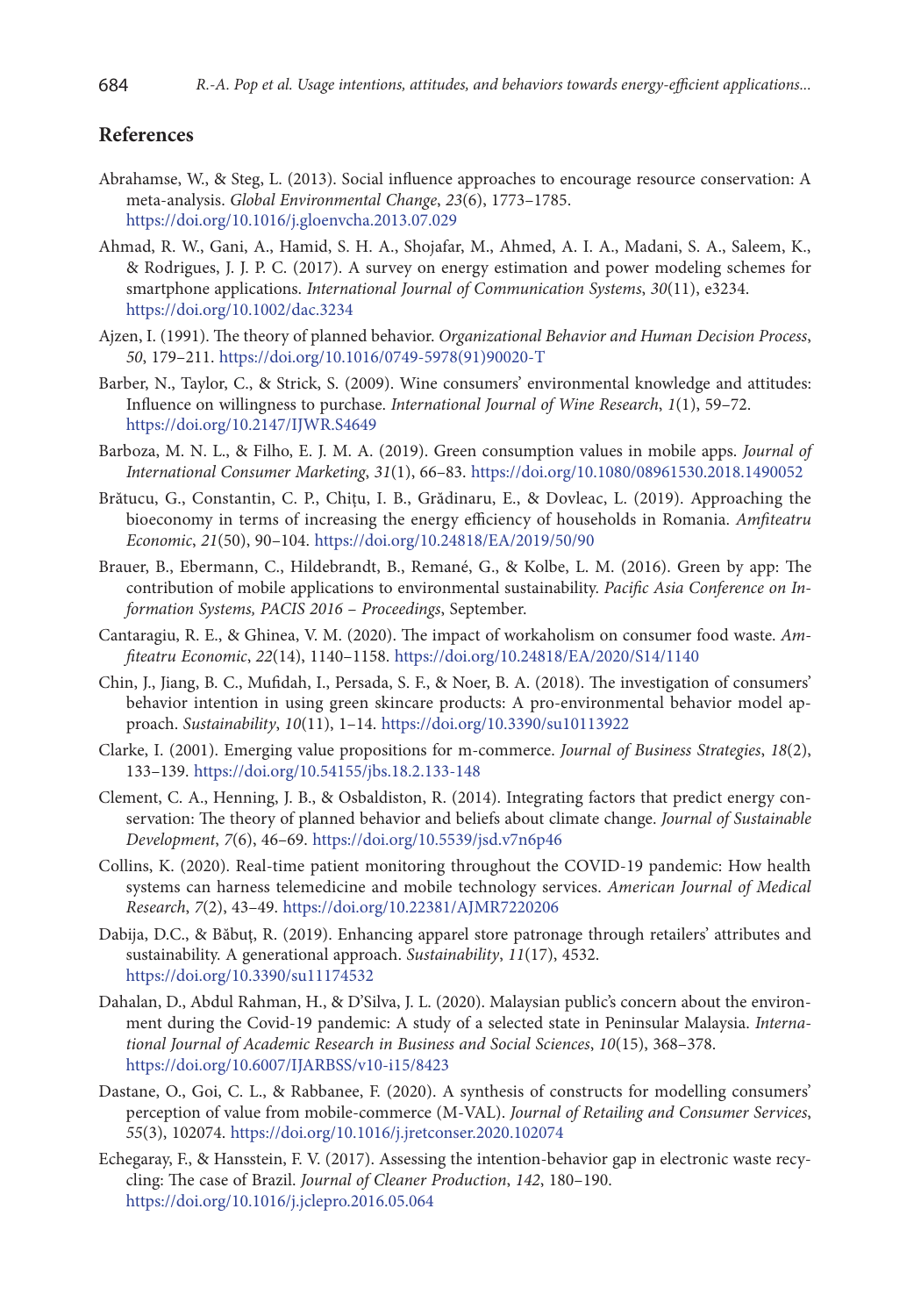## References

Abrahamse, W., & Steg, L. (2013). Social influence approaches to encourage resource conservation: A meta-analysis. *Global Environmental Change*, *23*(6), 1773–1785. https://doi.org/10.1016/j.gloenvcha.2013.07.029

Ahmad, R. W., Gani, A., Hamid, S. H. A., Shojafar, M., Ahmed, A. I. A., Madani, S. A., Saleem, K., & Rodrigues, J. J. P. C. (2017). A survey on energy estimation and power modeling schemes for smartphone applications. *International Journal of Communication Systems*, *30*(11), e3234. https://doi.org/10.1002/dac.3234

Ajzen, I. (1991). The theory of planned behavior. *Organizational Behavior and Human Decision Process*, *50*, 179–211. https://doi.org/10.1016/0749-5978(91)90020-T

Barber, N., Taylor, C., & Strick, S. (2009). Wine consumers' environmental knowledge and attitudes: Influence on willingness to purchase. *International Journal of Wine Research*, *1*(1), 59–72. https://doi.org/10.2147/IJWR.S4649

Barboza, M. N. L., & Filho, E. J. M. A. (2019). Green consumption values in mobile apps. *Journal of International Consumer Marketing*, *31*(1), 66–83. https://doi.org/10.1080/08961530.2018.1490052

Brătucu, G., Constantin, C. P., Chițu, I. B., Grădinaru, E., & Dovleac, L. (2019). Approaching the bioeconomy in terms of increasing the energy efficiency of households in Romania. *Amfiteatru Economic*, *21*(50), 90–104. https://doi.org/10.24818/EA/2019/50/90

Brauer, B., Ebermann, C., Hildebrandt, B., Remané, G., & Kolbe, L. M. (2016). Green by app: The contribution of mobile applications to environmental sustainability. *Pacific Asia Conference on Information Systems, PACIS 2016 – Proceedings*, September.

Cantaragiu, R. E., & Ghinea, V. M. (2020). The impact of workaholism on consumer food waste. *Amfiteatru Economic*, *22*(14), 1140–1158. https://doi.org/10.24818/EA/2020/S14/1140

Chin, J., Jiang, B. C., Mufidah, I., Persada, S. F., & Noer, B. A. (2018). The investigation of consumers' behavior intention in using green skincare products: A pro-environmental behavior model approach. *Sustainability*, *10*(11), 1–14. https://doi.org/10.3390/su10113922

Clarke, I. (2001). Emerging value propositions for m-commerce. *Journal of Business Strategies*, *18*(2), 133–139. https://doi.org/10.54155/jbs.18.2.133-148

Clement, C. A., Henning, J. B., & Osbaldiston, R. (2014). Integrating factors that predict energy conservation: The theory of planned behavior and beliefs about climate change. *Journal of Sustainable Development*, *7*(6), 46–69. https://doi.org/10.5539/jsd.v7n6p46

Collins, K. (2020). Real-time patient monitoring throughout the COVID-19 pandemic: How health systems can harness telemedicine and mobile technology services. *American Journal of Medical Research*, *7*(2), 43–49. https://doi.org/10.22381/AJMR7220206

Dabija, D.C., & Băbuț, R. (2019). Enhancing apparel store patronage through retailers' attributes and sustainability. A generational approach. *Sustainability*, *11*(17), 4532. https://doi.org/10.3390/su11174532

Dahalan, D., Abdul Rahman, H., & D'Silva, J. L. (2020). Malaysian public's concern about the environment during the Covid-19 pandemic: A study of a selected state in Peninsular Malaysia. *International Journal of Academic Research in Business and Social Sciences*, *10*(15), 368–378. https://doi.org/10.6007/IJARBSS/v10-i15/8423

Dastane, O., Goi, C. L., & Rabbanee, F. (2020). A synthesis of constructs for modelling consumers' perception of value from mobile-commerce (M-VAL). *Journal of Retailing and Consumer Services*, *55*(3), 102074. https://doi.org/10.1016/j.jretconser.2020.102074

Echegaray, F., & Hansstein, F. V. (2017). Assessing the intention-behavior gap in electronic waste recycling: The case of Brazil. *Journal of Cleaner Production*, *142*, 180–190. https://doi.org/10.1016/j.jclepro.2016.05.064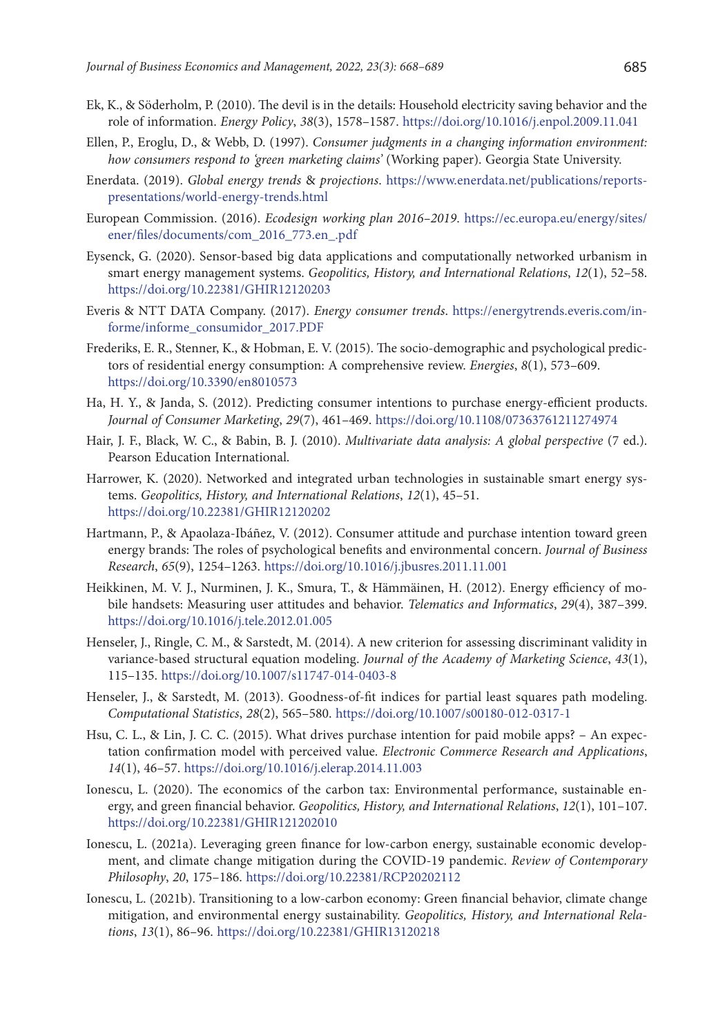Ek, K., & Söderholm, P. (2010). The devil is in the details: Household electricity saving behavior and the role of information. *Energy Policy*, *38*(3), 1578–1587. https://doi.org/10.1016/j.enpol.2009.11.041

Ellen, P., Eroglu, D., & Webb, D. (1997). *Consumer judgments in a changing information environment: how consumers respond to 'green marketing claims'* (Working paper). Georgia State University.

Enerdata. (2019). *Global energy trends & projections*. https://www.enerdata.net/publications/reports-presentations/world-energy-trends.html

European Commission. (2016). *Ecodesign working plan 2016–2019*. https://ec.europa.eu/energy/sites/ener/files/documents/com_2016_773.en_.pdf

Eysenck, G. (2020). Sensor-based big data applications and computationally networked urbanism in smart energy management systems. *Geopolitics, History, and International Relations*, *12*(1), 52–58. https://doi.org/10.22381/GHIR12120203

Everis & NTT DATA Company. (2017). *Energy consumer trends*. https://energytrends.everis.com/informe/informe_consumidor_2017.PDF

Frederiks, E. R., Stenner, K., & Hobman, E. V. (2015). The socio-demographic and psychological predictors of residential energy consumption: A comprehensive review. *Energies*, *8*(1), 573–609. https://doi.org/10.3390/en8010573

Ha, H. Y., & Janda, S. (2012). Predicting consumer intentions to purchase energy-efficient products. *Journal of Consumer Marketing*, *29*(7), 461–469. https://doi.org/10.1108/07363761211274974

Hair, J. F., Black, W. C., & Babin, B. J. (2010). *Multivariate data analysis: A global perspective* (7 ed.). Pearson Education International.

Harrower, K. (2020). Networked and integrated urban technologies in sustainable smart energy systems. *Geopolitics, History, and International Relations*, *12*(1), 45–51. https://doi.org/10.22381/GHIR12120202

Hartmann, P., & Apaolaza-Ibáñez, V. (2012). Consumer attitude and purchase intention toward green energy brands: The roles of psychological benefits and environmental concern. *Journal of Business Research*, *65*(9), 1254–1263. https://doi.org/10.1016/j.jbusres.2011.11.001

Heikkinen, M. V. J., Nurminen, J. K., Smura, T., & Hämmäinen, H. (2012). Energy efficiency of mobile handsets: Measuring user attitudes and behavior. *Telematics and Informatics*, *29*(4), 387–399. https://doi.org/10.1016/j.tele.2012.01.005

Henseler, J., Ringle, C. M., & Sarstedt, M. (2014). A new criterion for assessing discriminant validity in variance-based structural equation modeling. *Journal of the Academy of Marketing Science*, *43*(1), 115–135. https://doi.org/10.1007/s11747-014-0403-8

Henseler, J., & Sarstedt, M. (2013). Goodness-of-fit indices for partial least squares path modeling. *Computational Statistics*, *28*(2), 565–580. https://doi.org/10.1007/s00180-012-0317-1

Hsu, C. L., & Lin, J. C. C. (2015). What drives purchase intention for paid mobile apps? – An expectation confirmation model with perceived value. *Electronic Commerce Research and Applications*, *14*(1), 46–57. https://doi.org/10.1016/j.elerap.2014.11.003

Ionescu, L. (2020). The economics of the carbon tax: Environmental performance, sustainable energy, and green financial behavior. *Geopolitics, History, and International Relations*, *12*(1), 101–107. https://doi.org/10.22381/GHIR121202010

Ionescu, L. (2021a). Leveraging green finance for low-carbon energy, sustainable economic development, and climate change mitigation during the COVID-19 pandemic. *Review of Contemporary Philosophy*, *20*, 175–186. https://doi.org/10.22381/RCP20202112

Ionescu, L. (2021b). Transitioning to a low-carbon economy: Green financial behavior, climate change mitigation, and environmental energy sustainability. *Geopolitics, History, and International Relations*, *13*(1), 86–96. https://doi.org/10.22381/GHIR13120218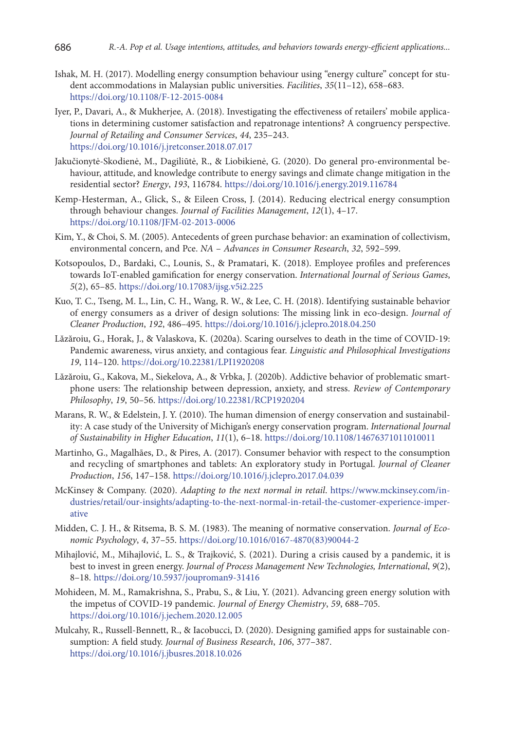Ishak, M. H. (2017). Modelling energy consumption behaviour using "energy culture" concept for student accommodations in Malaysian public universities. *Facilities*, *35*(11–12), 658–683. https://doi.org/10.1108/F-12-2015-0084

Iyer, P., Davari, A., & Mukherjee, A. (2018). Investigating the effectiveness of retailers' mobile applications in determining customer satisfaction and repatronage intentions? A congruency perspective. *Journal of Retailing and Consumer Services*, *44*, 235–243. https://doi.org/10.1016/j.jretconser.2018.07.017

Jakučionytė-Skodienė, M., Dagiliūtė, R., & Liobikienė, G. (2020). Do general pro-environmental behaviour, attitude, and knowledge contribute to energy savings and climate change mitigation in the residential sector? *Energy*, *193*, 116784. https://doi.org/10.1016/j.energy.2019.116784

Kemp-Hesterman, A., Glick, S., & Eileen Cross, J. (2014). Reducing electrical energy consumption through behaviour changes. *Journal of Facilities Management*, *12*(1), 4–17. https://doi.org/10.1108/JFM-02-2013-0006

Kim, Y., & Choi, S. M. (2005). Antecedents of green purchase behavior: an examination of collectivism, environmental concern, and Pce. *NA – Advances in Consumer Research*, *32*, 592–599.

Kotsopoulos, D., Bardaki, C., Lounis, S., & Pramatari, K. (2018). Employee profiles and preferences towards IoT-enabled gamification for energy conservation. *International Journal of Serious Games*, *5*(2), 65–85. https://doi.org/10.17083/ijsg.v5i2.225

Kuo, T. C., Tseng, M. L., Lin, C. H., Wang, R. W., & Lee, C. H. (2018). Identifying sustainable behavior of energy consumers as a driver of design solutions: The missing link in eco-design. *Journal of Cleaner Production*, *192*, 486–495. https://doi.org/10.1016/j.jclepro.2018.04.250

Lăzăroiu, G., Horak, J., & Valaskova, K. (2020a). Scaring ourselves to death in the time of COVID-19: Pandemic awareness, virus anxiety, and contagious fear. *Linguistic and Philosophical Investigations 19*, 114–120. https://doi.org/10.22381/LPI1920208

Lăzăroiu, G., Kakova, M., Siekelova, A., & Vrbka, J. (2020b). Addictive behavior of problematic smartphone users: The relationship between depression, anxiety, and stress. *Review of Contemporary Philosophy*, *19*, 50–56. https://doi.org/10.22381/RCP1920204

Marans, R. W., & Edelstein, J. Y. (2010). The human dimension of energy conservation and sustainability: A case study of the University of Michigan's energy conservation program. *International Journal of Sustainability in Higher Education*, *11*(1), 6–18. https://doi.org/10.1108/14676371011010011

Martinho, G., Magalhães, D., & Pires, A. (2017). Consumer behavior with respect to the consumption and recycling of smartphones and tablets: An exploratory study in Portugal. *Journal of Cleaner Production*, *156*, 147–158. https://doi.org/10.1016/j.jclepro.2017.04.039

McKinsey & Company. (2020). *Adapting to the next normal in retail*. https://www.mckinsey.com/industries/retail/our-insights/adapting-to-the-next-normal-in-retail-the-customer-experience-imperative

Midden, C. J. H., & Ritsema, B. S. M. (1983). The meaning of normative conservation. *Journal of Economic Psychology*, *4*, 37–55. https://doi.org/10.1016/0167-4870(83)90044-2

Mihajlović, M., Mihajlović, L. S., & Trajković, S. (2021). During a crisis caused by a pandemic, it is best to invest in green energy. *Journal of Process Management New Technologies, International*, *9*(2), 8–18. https://doi.org/10.5937/jouproman9-31416

Mohideen, M. M., Ramakrishna, S., Prabu, S., & Liu, Y. (2021). Advancing green energy solution with the impetus of COVID-19 pandemic. *Journal of Energy Chemistry*, *59*, 688–705. https://doi.org/10.1016/j.jechem.2020.12.005

Mulcahy, R., Russell-Bennett, R., & Iacobucci, D. (2020). Designing gamified apps for sustainable consumption: A field study. *Journal of Business Research*, *106*, 377–387. https://doi.org/10.1016/j.jbusres.2018.10.026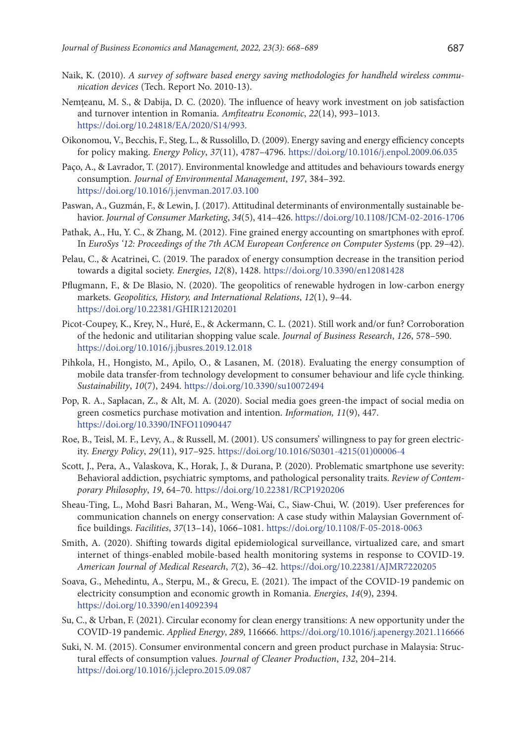Naik, K. (2010). *A survey of software based energy saving methodologies for handheld wireless communication devices* (Tech. Report No. 2010-13).

Nemțeanu, M. S., & Dabija, D. C. (2020). The influence of heavy work investment on job satisfaction and turnover intention in Romania. *Amfiteatru Economic*, *22*(14), 993–1013. https://doi.org/10.24818/EA/2020/S14/993.

Oikonomou, V., Becchis, F., Steg, L., & Russolillo, D. (2009). Energy saving and energy efficiency concepts for policy making. *Energy Policy*, *37*(11), 4787–4796. https://doi.org/10.1016/j.enpol.2009.06.035

Paço, A., & Lavrador, T. (2017). Environmental knowledge and attitudes and behaviours towards energy consumption. *Journal of Environmental Management*, *197*, 384–392. https://doi.org/10.1016/j.jenvman.2017.03.100

Paswan, A., Guzmán, F., & Lewin, J. (2017). Attitudinal determinants of environmentally sustainable behavior. *Journal of Consumer Marketing*, *34*(5), 414–426. https://doi.org/10.1108/JCM-02-2016-1706

Pathak, A., Hu, Y. C., & Zhang, M. (2012). Fine grained energy accounting on smartphones with eprof. In *EuroSys '12: Proceedings of the 7th ACM European Conference on Computer System*s (pp. 29–42).

Pelau, C., & Acatrinei, C. (2019. The paradox of energy consumption decrease in the transition period towards a digital society. *Energies*, *12*(8), 1428. https://doi.org/10.3390/en12081428

Pflugmann, F., & De Blasio, N. (2020). The geopolitics of renewable hydrogen in low-carbon energy markets. *Geopolitics, History, and International Relations*, *12*(1), 9–44. https://doi.org/10.22381/GHIR12120201

Picot-Coupey, K., Krey, N., Huré, E., & Ackermann, C. L. (2021). Still work and/or fun? Corroboration of the hedonic and utilitarian shopping value scale. *Journal of Business Research*, *126*, 578–590. https://doi.org/10.1016/j.jbusres.2019.12.018

Pihkola, H., Hongisto, M., Apilo, O., & Lasanen, M. (2018). Evaluating the energy consumption of mobile data transfer-from technology development to consumer behaviour and life cycle thinking. *Sustainability*, *10*(7), 2494. https://doi.org/10.3390/su10072494

Pop, R. A., Saplacan, Z., & Alt, M. A. (2020). Social media goes green-the impact of social media on green cosmetics purchase motivation and intention. *Information, 11*(9), 447. https://doi.org/10.3390/INFO11090447

Roe, B., Teisl, M. F., Levy, A., & Russell, M. (2001). US consumers' willingness to pay for green electricity. *Energy Policy*, *29*(11), 917–925. https://doi.org/10.1016/S0301-4215(01)00006-4

Scott, J., Pera, A., Valaskova, K., Horak, J., & Durana, P. (2020). Problematic smartphone use severity: Behavioral addiction, psychiatric symptoms, and pathological personality traits. *Review of Contemporary Philosophy*, *19*, 64–70. https://doi.org/10.22381/RCP1920206

Sheau-Ting, L., Mohd Basri Baharan, M., Weng-Wai, C., Siaw-Chui, W. (2019). User preferences for communication channels on energy conservation: A case study within Malaysian Government office buildings. *Facilities*, *37*(13–14), 1066–1081. https://doi.org/10.1108/F-05-2018-0063

Smith, A. (2020). Shifting towards digital epidemiological surveillance, virtualized care, and smart internet of things-enabled mobile-based health monitoring systems in response to COVID-19. *American Journal of Medical Research*, *7*(2), 36–42. https://doi.org/10.22381/AJMR7220205

Soava, G., Mehedintu, A., Sterpu, M., & Grecu, E. (2021). The impact of the COVID-19 pandemic on electricity consumption and economic growth in Romania. *Energies*, *14*(9), 2394. https://doi.org/10.3390/en14092394

Su, C., & Urban, F. (2021). Circular economy for clean energy transitions: A new opportunity under the COVID-19 pandemic. *Applied Energy*, *289*, 116666. https://doi.org/10.1016/j.apenergy.2021.116666

Suki, N. M. (2015). Consumer environmental concern and green product purchase in Malaysia: Structural effects of consumption values. *Journal of Cleaner Production*, *132*, 204–214. https://doi.org/10.1016/j.jclepro.2015.09.087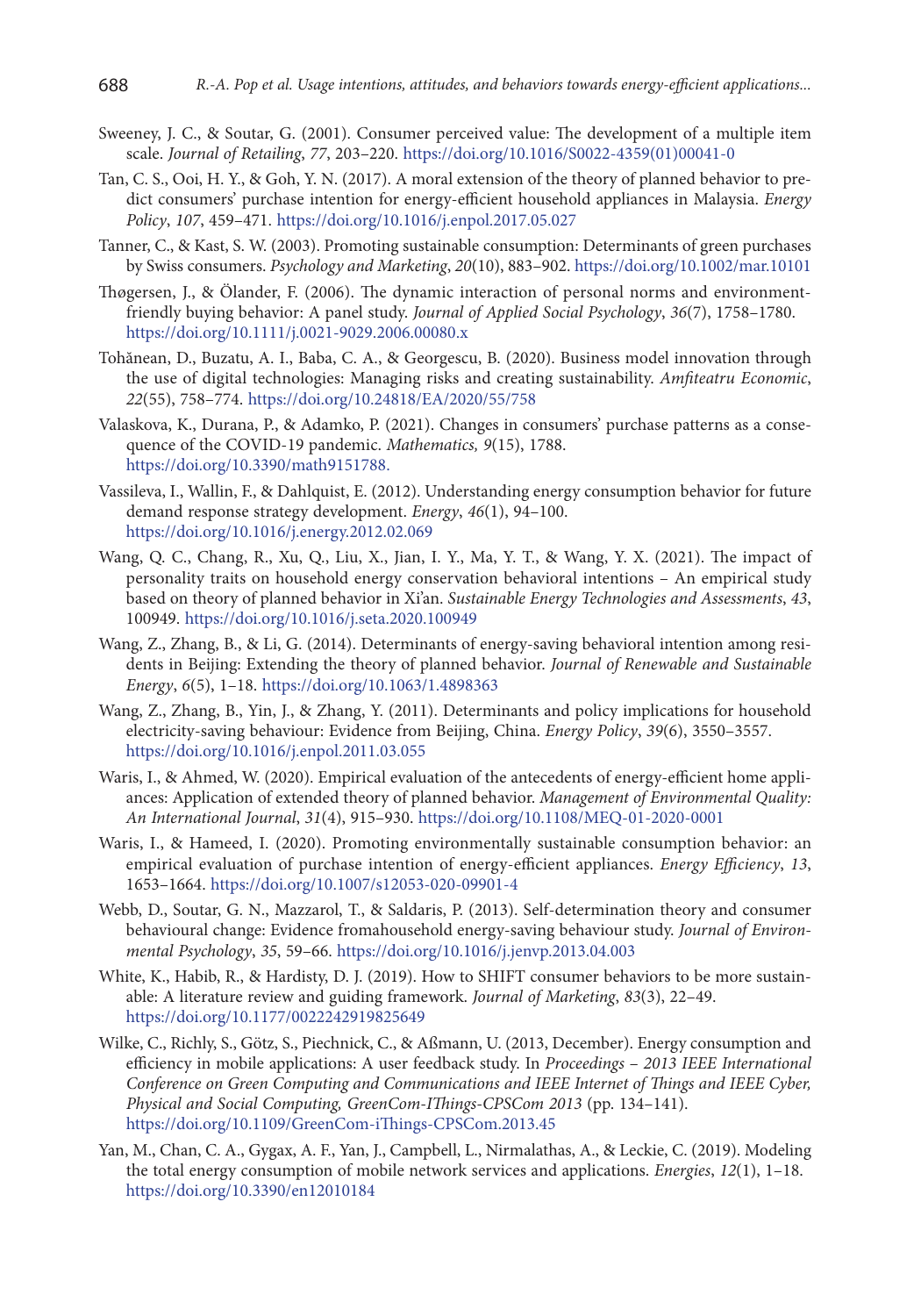Sweeney, J. C., & Soutar, G. (2001). Consumer perceived value: The development of a multiple item scale. *Journal of Retailing*, *77*, 203–220. https://doi.org/10.1016/S0022-4359(01)00041-0

Tan, C. S., Ooi, H. Y., & Goh, Y. N. (2017). A moral extension of the theory of planned behavior to predict consumers' purchase intention for energy-efficient household appliances in Malaysia. *Energy Policy*, *107*, 459–471. https://doi.org/10.1016/j.enpol.2017.05.027

Tanner, C., & Kast, S. W. (2003). Promoting sustainable consumption: Determinants of green purchases by Swiss consumers. *Psychology and Marketing*, *20*(10), 883–902. https://doi.org/10.1002/mar.10101

Thøgersen, J., & Ölander, F. (2006). The dynamic interaction of personal norms and environment-friendly buying behavior: A panel study. *Journal of Applied Social Psychology*, *36*(7), 1758–1780. https://doi.org/10.1111/j.0021-9029.2006.00080.x

Tohănean, D., Buzatu, A. I., Baba, C. A., & Georgescu, B. (2020). Business model innovation through the use of digital technologies: Managing risks and creating sustainability. *Amfiteatru Economic*, *22*(55), 758–774. https://doi.org/10.24818/EA/2020/55/758

Valaskova, K., Durana, P., & Adamko, P. (2021). Changes in consumers' purchase patterns as a consequence of the COVID-19 pandemic. *Mathematics, 9*(15), 1788. https://doi.org/10.3390/math9151788.

Vassileva, I., Wallin, F., & Dahlquist, E. (2012). Understanding energy consumption behavior for future demand response strategy development. *Energy*, *46*(1), 94–100. https://doi.org/10.1016/j.energy.2012.02.069

Wang, Q. C., Chang, R., Xu, Q., Liu, X., Jian, I. Y., Ma, Y. T., & Wang, Y. X. (2021). The impact of personality traits on household energy conservation behavioral intentions – An empirical study based on theory of planned behavior in Xi'an. *Sustainable Energy Technologies and Assessments*, *43*, 100949. https://doi.org/10.1016/j.seta.2020.100949

Wang, Z., Zhang, B., & Li, G. (2014). Determinants of energy-saving behavioral intention among residents in Beijing: Extending the theory of planned behavior. *Journal of Renewable and Sustainable Energy*, *6*(5), 1–18. https://doi.org/10.1063/1.4898363

Wang, Z., Zhang, B., Yin, J., & Zhang, Y. (2011). Determinants and policy implications for household electricity-saving behaviour: Evidence from Beijing, China. *Energy Policy*, *39*(6), 3550–3557. https://doi.org/10.1016/j.enpol.2011.03.055

Waris, I., & Ahmed, W. (2020). Empirical evaluation of the antecedents of energy-efficient home appliances: Application of extended theory of planned behavior. *Management of Environmental Quality: An International Journal*, *31*(4), 915–930. https://doi.org/10.1108/MEQ-01-2020-0001

Waris, I., & Hameed, I. (2020). Promoting environmentally sustainable consumption behavior: an empirical evaluation of purchase intention of energy-efficient appliances. *Energy Efficiency*, *13*, 1653–1664. https://doi.org/10.1007/s12053-020-09901-4

Webb, D., Soutar, G. N., Mazzarol, T., & Saldaris, P. (2013). Self-determination theory and consumer behavioural change: Evidence fromahousehold energy-saving behaviour study. *Journal of Environmental Psychology*, *35*, 59–66. https://doi.org/10.1016/j.jenvp.2013.04.003

White, K., Habib, R., & Hardisty, D. J. (2019). How to SHIFT consumer behaviors to be more sustainable: A literature review and guiding framework. *Journal of Marketing*, *83*(3), 22–49. https://doi.org/10.1177/0022242919825649

Wilke, C., Richly, S., Götz, S., Piechnick, C., & Aßmann, U. (2013, December). Energy consumption and efficiency in mobile applications: A user feedback study. In *Proceedings – 2013 IEEE International Conference on Green Computing and Communications and IEEE Internet of Things and IEEE Cyber, Physical and Social Computing, GreenCom-IThings-CPSCom 2013* (pp. 134–141). https://doi.org/10.1109/GreenCom-iThings-CPSCom.2013.45

Yan, M., Chan, C. A., Gygax, A. F., Yan, J., Campbell, L., Nirmalathas, A., & Leckie, C. (2019). Modeling the total energy consumption of mobile network services and applications. *Energies*, *12*(1), 1–18. https://doi.org/10.3390/en12010184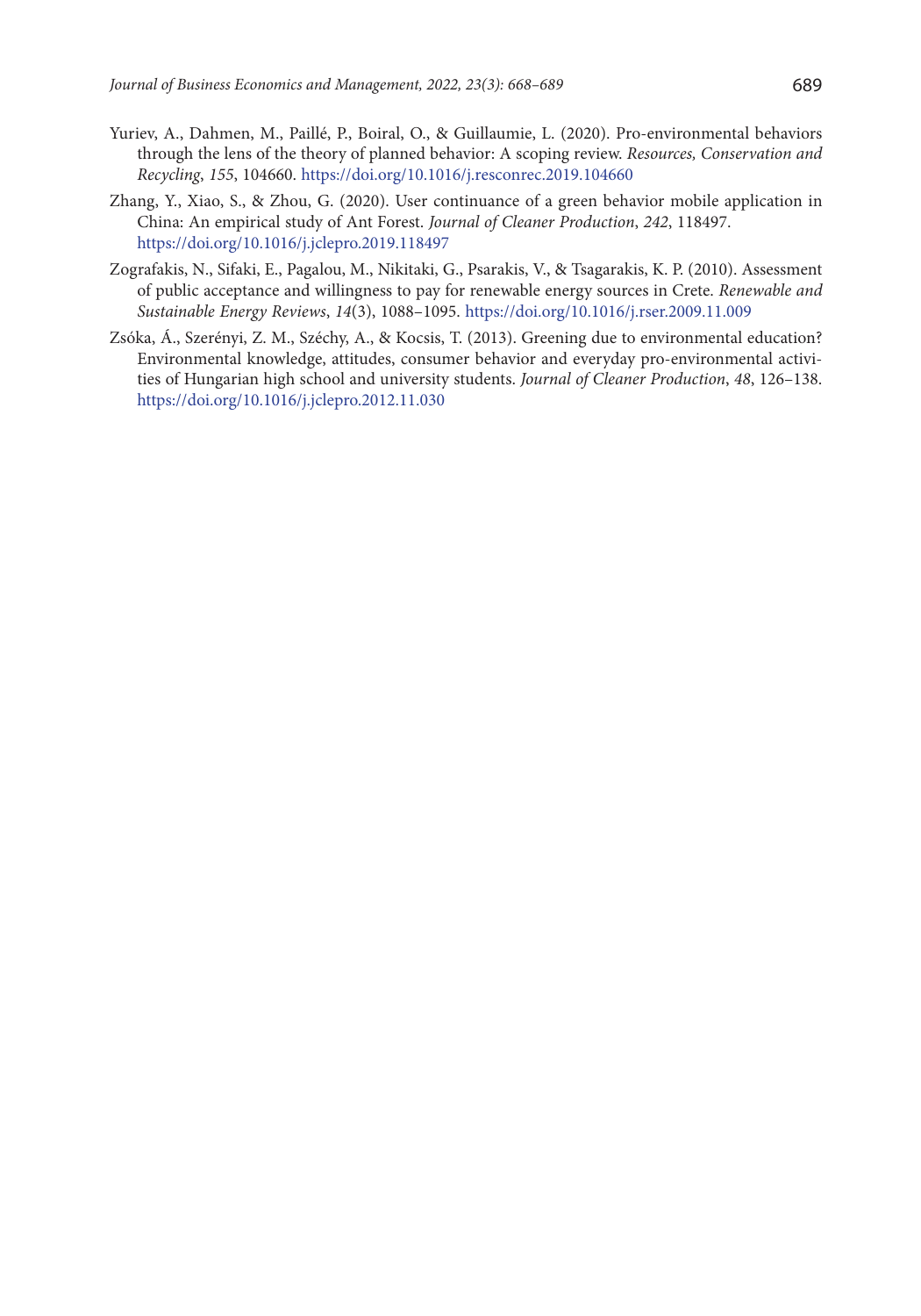Yuriev, A., Dahmen, M., Paillé, P., Boiral, O., & Guillaumie, L. (2020). Pro-environmental behaviors through the lens of the theory of planned behavior: A scoping review. *Resources, Conservation and Recycling*, *155*, 104660. https://doi.org/10.1016/j.resconrec.2019.104660

Zhang, Y., Xiao, S., & Zhou, G. (2020). User continuance of a green behavior mobile application in China: An empirical study of Ant Forest. *Journal of Cleaner Production*, *242*, 118497. https://doi.org/10.1016/j.jclepro.2019.118497

Zografakis, N., Sifaki, E., Pagalou, M., Nikitaki, G., Psarakis, V., & Tsagarakis, K. P. (2010). Assessment of public acceptance and willingness to pay for renewable energy sources in Crete. *Renewable and Sustainable Energy Reviews*, *14*(3), 1088–1095. https://doi.org/10.1016/j.rser.2009.11.009

Zsóka, Á., Szerényi, Z. M., Széchy, A., & Kocsis, T. (2013). Greening due to environmental education? Environmental knowledge, attitudes, consumer behavior and everyday pro-environmental activities of Hungarian high school and university students. *Journal of Cleaner Production*, *48*, 126–138. https://doi.org/10.1016/j.jclepro.2012.11.030